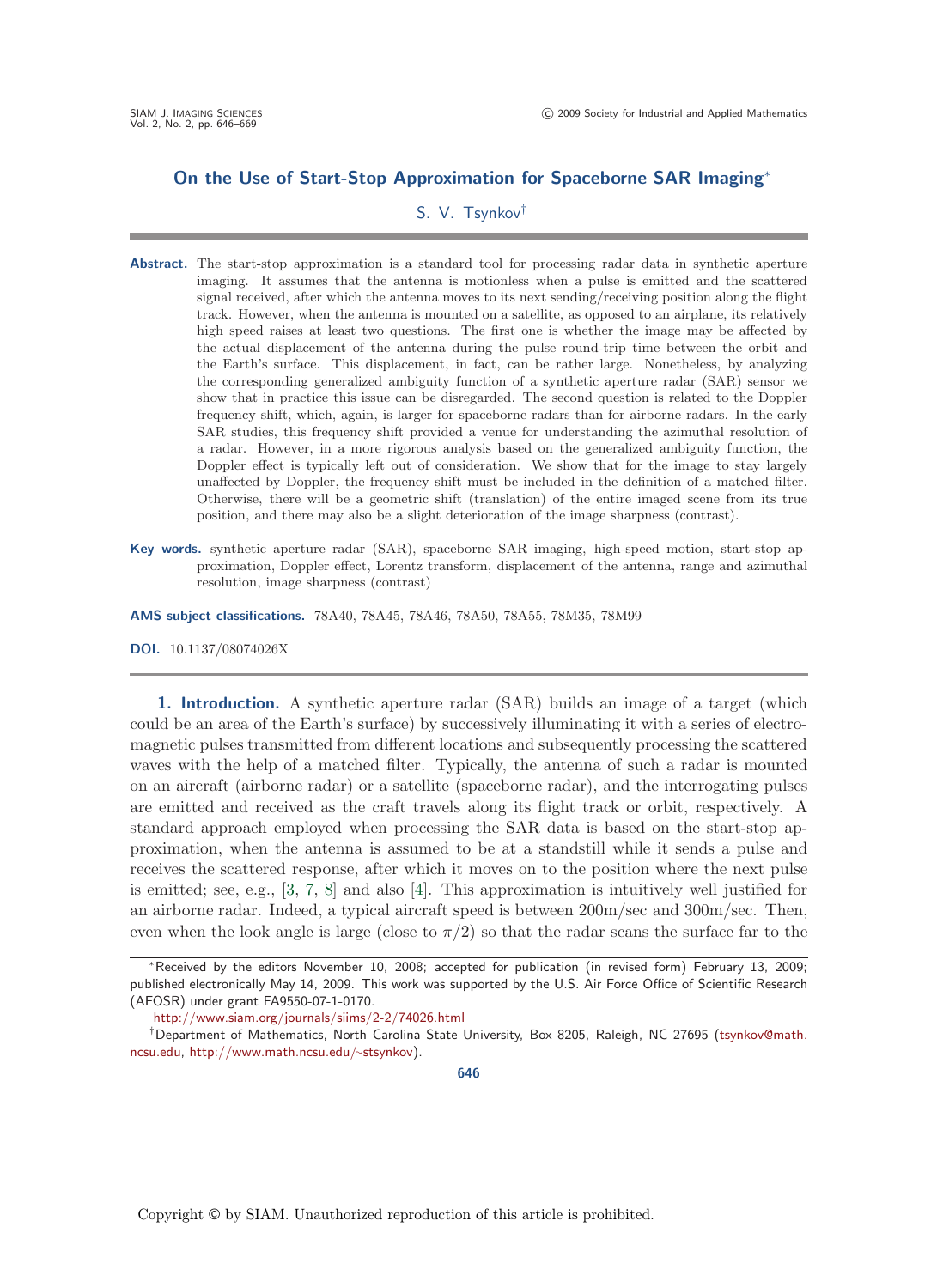# On the Use of Start-Stop Approximation for Spaceborne SAR Imaging*

S. V. Tsynkov†

**Abstract.** The start-stop approximation is a standard tool for processing radar data in synthetic aperture imaging. It assumes that the antenna is motionless when a pulse is emitted and the scattered signal received, after which the antenna moves to its next sending/receiving position along the flight track. However, when the antenna is mounted on a satellite, as opposed to an airplane, its relatively high speed raises at least two questions. The first one is whether the image may be affected by the actual displacement of the antenna during the pulse round-trip time between the orbit and the Earth's surface. This displacement, in fact, can be rather large. Nonetheless, by analyzing the corresponding generalized ambiguity function of a synthetic aperture radar (SAR) sensor we show that in practice this issue can be disregarded. The second question is related to the Doppler frequency shift, which, again, is larger for spaceborne radars than for airborne radars. In the early SAR studies, this frequency shift provided a venue for understanding the azimuthal resolution of a radar. However, in a more rigorous analysis based on the generalized ambiguity function, the Doppler effect is typically left out of consideration. We show that for the image to stay largely unaffected by Doppler, the frequency shift must be included in the definition of a matched filter. Otherwise, there will be a geometric shift (translation) of the entire imaged scene from its true position, and there may also be a slight deterioration of the image sharpness (contrast).

**Key words.** synthetic aperture radar (SAR), spaceborne SAR imaging, high-speed motion, start-stop approximation, Doppler effect, Lorentz transform, displacement of the antenna, range and azimuthal resolution, image sharpness (contrast)

**AMS subject classifications.** 78A40, 78A45, 78A46, 78A50, 78A55, 78M35, 78M99

**DOI.** 10.1137/08074026X

## 1. Introduction.

A synthetic aperture radar (SAR) builds an image of a target (which could be an area of the Earth's surface) by successively illuminating it with a series of electromagnetic pulses transmitted from different locations and subsequently processing the scattered waves with the help of a matched filter. Typically, the antenna of such a radar is mounted on an aircraft (airborne radar) or a satellite (spaceborne radar), and the interrogating pulses are emitted and received as the craft travels along its flight track or orbit, respectively. A standard approach employed when processing the SAR data is based on the start-stop approximation, when the antenna is assumed to be at a standstill while it sends a pulse and receives the scattered response, after which it moves on to the position where the next pulse is emitted; see, e.g., [3, 7, 8] and also [4]. This approximation is intuitively well justified for an airborne radar. Indeed, a typical aircraft speed is between 200m/sec and 300m/sec. Then, even when the look angle is large (close to $\pi/2$) so that the radar scans the surface far to the

---

*Received by the editors November 10, 2008; accepted for publication (in revised form) February 13, 2009; published electronically May 14, 2009. This work was supported by the U.S. Air Force Office of Scientific Research (AFOSR) under grant FA9550-07-1-0170.

http://www.siam.org/journals/siims/2-2/74026.html

†Department of Mathematics, North Carolina State University, Box 8205, Raleigh, NC 27695 (tsynkov@math.ncsu.edu, http://www.math.ncsu.edu/~stsynkov).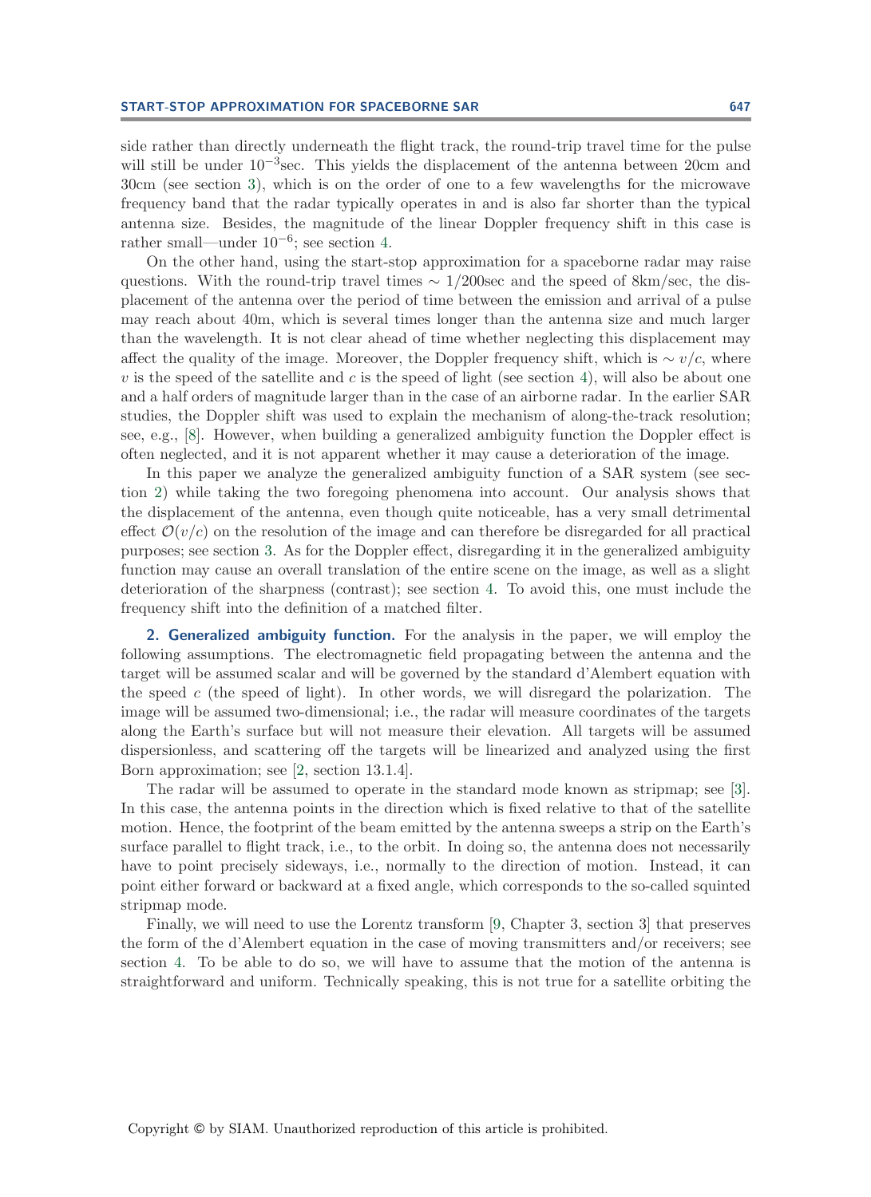side rather than directly underneath the flight track, the round-trip travel time for the pulse will still be under $10^{-3}$sec. This yields the displacement of the antenna between 20cm and 30cm (see section 3), which is on the order of one to a few wavelengths for the microwave frequency band that the radar typically operates in and is also far shorter than the typical antenna size. Besides, the magnitude of the linear Doppler frequency shift in this case is rather small—under $10^{-6}$; see section 4.

On the other hand, using the start-stop approximation for a spaceborne radar may raise questions. With the round-trip travel times $\sim 1/200$sec and the speed of 8km/sec, the displacement of the antenna over the period of time between the emission and arrival of a pulse may reach about 40m, which is several times longer than the antenna size and much larger than the wavelength. It is not clear ahead of time whether neglecting this displacement may affect the quality of the image. Moreover, the Doppler frequency shift, which is $\sim v/c$, where $v$ is the speed of the satellite and $c$ is the speed of light (see section 4), will also be about one and a half orders of magnitude larger than in the case of an airborne radar. In the earlier SAR studies, the Doppler shift was used to explain the mechanism of along-the-track resolution; see, e.g., [8]. However, when building a generalized ambiguity function the Doppler effect is often neglected, and it is not apparent whether it may cause a deterioration of the image.

In this paper we analyze the generalized ambiguity function of a SAR system (see section 2) while taking the two foregoing phenomena into account. Our analysis shows that the displacement of the antenna, even though quite noticeable, has a very small detrimental effect $\mathcal{O}(v/c)$ on the resolution of the image and can therefore be disregarded for all practical purposes; see section 3. As for the Doppler effect, disregarding it in the generalized ambiguity function may cause an overall translation of the entire scene on the image, as well as a slight deterioration of the sharpness (contrast); see section 4. To avoid this, one must include the frequency shift into the definition of a matched filter.

## 2. Generalized ambiguity function.

For the analysis in the paper, we will employ the following assumptions. The electromagnetic field propagating between the antenna and the target will be assumed scalar and will be governed by the standard d'Alembert equation with the speed $c$ (the speed of light). In other words, we will disregard the polarization. The image will be assumed two-dimensional; i.e., the radar will measure coordinates of the targets along the Earth's surface but will not measure their elevation. All targets will be assumed dispersionless, and scattering off the targets will be linearized and analyzed using the first Born approximation; see [2, section 13.1.4].

The radar will be assumed to operate in the standard mode known as stripmap; see [3]. In this case, the antenna points in the direction which is fixed relative to that of the satellite motion. Hence, the footprint of the beam emitted by the antenna sweeps a strip on the Earth's surface parallel to flight track, i.e., to the orbit. In doing so, the antenna does not necessarily have to point precisely sideways, i.e., normally to the direction of motion. Instead, it can point either forward or backward at a fixed angle, which corresponds to the so-called squinted stripmap mode.

Finally, we will need to use the Lorentz transform [9, Chapter 3, section 3] that preserves the form of the d'Alembert equation in the case of moving transmitters and/or receivers; see section 4. To be able to do so, we will have to assume that the motion of the antenna is straightforward and uniform. Technically speaking, this is not true for a satellite orbiting the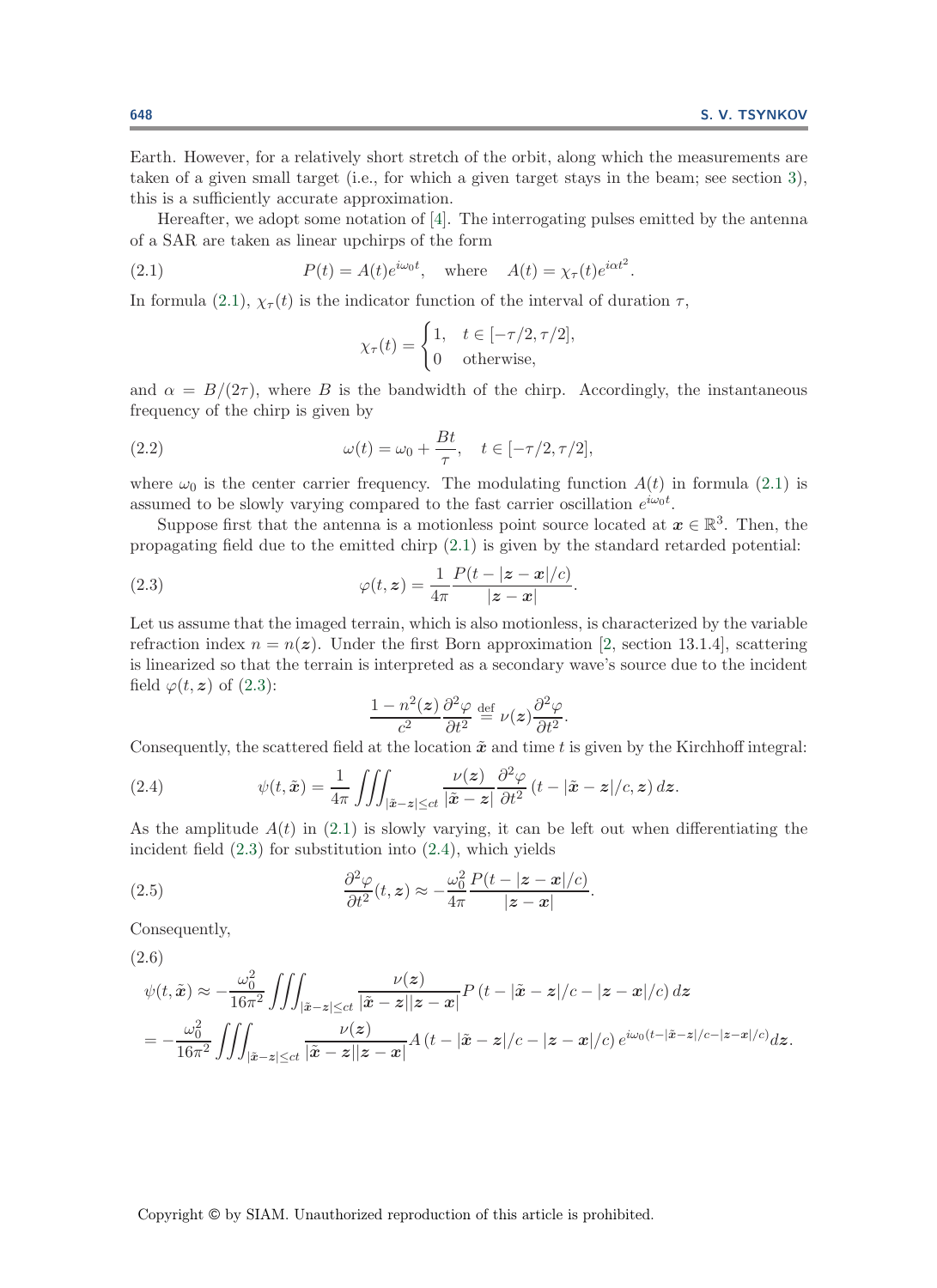Earth. However, for a relatively short stretch of the orbit, along which the measurements are taken of a given small target (i.e., for which a given target stays in the beam; see section 3), this is a sufficiently accurate approximation.

Hereafter, we adopt some notation of [4]. The interrogating pulses emitted by the antenna of a SAR are taken as linear upchirps of the form

$$P(t) = A(t)e^{i\omega_0 t}, \quad \text{where} \quad A(t) = \chi_\tau(t)e^{i\alpha t^2}. \tag{2.1}$$

In formula (2.1), $\chi_\tau(t)$ is the indicator function of the interval of duration $\tau$,

$$\chi_\tau(t) = \begin{cases} 1, & t \in [-\tau/2, \tau/2], \\ 0 & \text{otherwise,} \end{cases}$$

and $\alpha = B/(2\tau)$, where $B$ is the bandwidth of the chirp. Accordingly, the instantaneous frequency of the chirp is given by

$$\omega(t) = \omega_0 + \frac{Bt}{\tau}, \quad t \in [-\tau/2, \tau/2], \tag{2.2}$$

where $\omega_0$ is the center carrier frequency. The modulating function $A(t)$ in formula (2.1) is assumed to be slowly varying compared to the fast carrier oscillation $e^{i\omega_0 t}$.

Suppose first that the antenna is a motionless point source located at $\boldsymbol{x} \in \mathbb{R}^3$. Then, the propagating field due to the emitted chirp (2.1) is given by the standard retarded potential:

$$\varphi(t, \boldsymbol{z}) = \frac{1}{4\pi}\frac{P(t - |\boldsymbol{z} - \boldsymbol{x}|/c)}{|\boldsymbol{z} - \boldsymbol{x}|}. \tag{2.3}$$

Let us assume that the imaged terrain, which is also motionless, is characterized by the variable refraction index $n = n(\boldsymbol{z})$. Under the first Born approximation [2, section 13.1.4], scattering is linearized so that the terrain is interpreted as a secondary wave's source due to the incident field $\varphi(t, \boldsymbol{z})$ of (2.3):

$$\frac{1 - n^2(\boldsymbol{z})}{c^2}\frac{\partial^2 \varphi}{\partial t^2} \stackrel{\text{def}}{=} \nu(\boldsymbol{z})\frac{\partial^2 \varphi}{\partial t^2}.$$

Consequently, the scattered field at the location $\tilde{\boldsymbol{x}}$ and time $t$ is given by the Kirchhoff integral:

$$\psi(t, \tilde{\boldsymbol{x}}) = \frac{1}{4\pi}\iiint_{|\tilde{\boldsymbol{x}} - \boldsymbol{z}| \le ct} \frac{\nu(\boldsymbol{z})}{|\tilde{\boldsymbol{x}} - \boldsymbol{z}|}\frac{\partial^2 \varphi}{\partial t^2}\left(t - |\tilde{\boldsymbol{x}} - \boldsymbol{z}|/c, \boldsymbol{z}\right) d\boldsymbol{z}. \tag{2.4}$$

As the amplitude $A(t)$ in (2.1) is slowly varying, it can be left out when differentiating the incident field (2.3) for substitution into (2.4), which yields

$$\frac{\partial^2 \varphi}{\partial t^2}(t, \boldsymbol{z}) \approx -\frac{\omega_0^2}{4\pi}\frac{P(t - |\boldsymbol{z} - \boldsymbol{x}|/c)}{|\boldsymbol{z} - \boldsymbol{x}|}. \tag{2.5}$$

Consequently,

$$\begin{aligned} \psi(t, \tilde{\boldsymbol{x}}) &\approx -\frac{\omega_0^2}{16\pi^2}\iiint_{|\tilde{\boldsymbol{x}} - \boldsymbol{z}| \le ct} \frac{\nu(\boldsymbol{z})}{|\tilde{\boldsymbol{x}} - \boldsymbol{z}||\boldsymbol{z} - \boldsymbol{x}|} P\left(t - |\tilde{\boldsymbol{x}} - \boldsymbol{z}|/c - |\boldsymbol{z} - \boldsymbol{x}|/c\right) d\boldsymbol{z} \\ &= -\frac{\omega_0^2}{16\pi^2}\iiint_{|\tilde{\boldsymbol{x}} - \boldsymbol{z}| \le ct} \frac{\nu(\boldsymbol{z})}{|\tilde{\boldsymbol{x}} - \boldsymbol{z}||\boldsymbol{z} - \boldsymbol{x}|} A\left(t - |\tilde{\boldsymbol{x}} - \boldsymbol{z}|/c - |\boldsymbol{z} - \boldsymbol{x}|/c\right) e^{i\omega_0(t - |\tilde{\boldsymbol{x}} - \boldsymbol{z}|/c - |\boldsymbol{z} - \boldsymbol{x}|/c)} d\boldsymbol{z}. \end{aligned} \tag{2.6}$$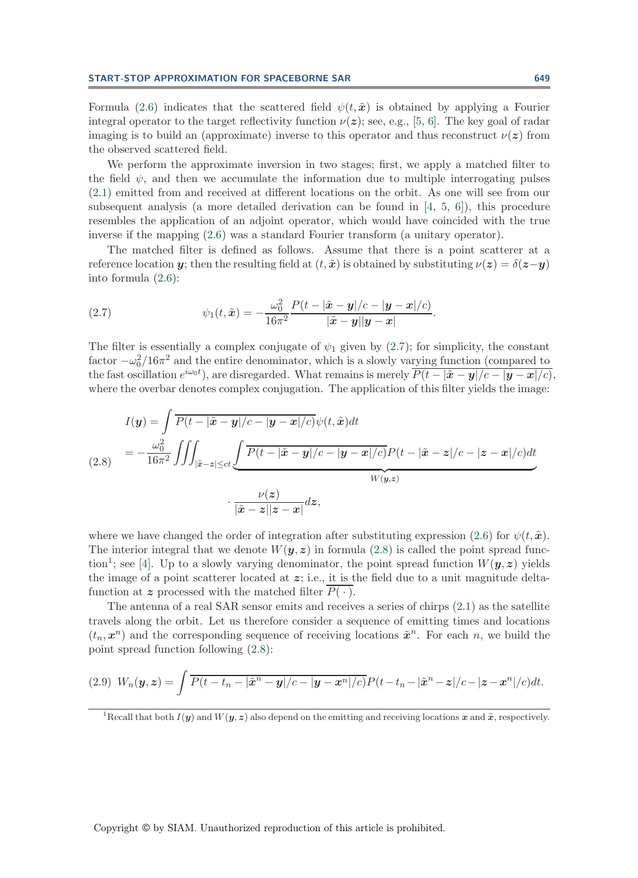Formula (2.6) indicates that the scattered field $\psi(t, \tilde{\boldsymbol{x}})$ is obtained by applying a Fourier integral operator to the target reflectivity function $\nu(\boldsymbol{z})$; see, e.g., [5, 6]. The key goal of radar imaging is to build an (approximate) inverse to this operator and thus reconstruct $\nu(\boldsymbol{z})$ from the observed scattered field.

We perform the approximate inversion in two stages; first, we apply a matched filter to the field $\psi$, and then we accumulate the information due to multiple interrogating pulses (2.1) emitted from and received at different locations on the orbit. As one will see from our subsequent analysis (a more detailed derivation can be found in [4, 5, 6]), this procedure resembles the application of an adjoint operator, which would have coincided with the true inverse if the mapping (2.6) was a standard Fourier transform (a unitary operator).

The matched filter is defined as follows. Assume that there is a point scatterer at a reference location $\boldsymbol{y}$; then the resulting field at $(t, \tilde{\boldsymbol{x}})$ is obtained by substituting $\nu(\boldsymbol{z}) = \delta(\boldsymbol{z}-\boldsymbol{y})$ into formula (2.6):

$$\psi_1(t, \tilde{\boldsymbol{x}}) = -\frac{\omega_0^2}{16\pi^2} \frac{P(t - |\tilde{\boldsymbol{x}} - \boldsymbol{y}|/c - |\boldsymbol{y} - \boldsymbol{x}|/c)}{|\tilde{\boldsymbol{x}} - \boldsymbol{y}||\boldsymbol{y} - \boldsymbol{x}|}. \tag{2.7}$$

The filter is essentially a complex conjugate of $\psi_1$ given by (2.7); for simplicity, the constant factor $-\omega_0^2/16\pi^2$ and the entire denominator, which is a slowly varying function (compared to the fast oscillation $e^{i\omega_0 t}$), are disregarded. What remains is merely $\overline{P(t - |\tilde{\boldsymbol{x}} - \boldsymbol{y}|/c - |\boldsymbol{y} - \boldsymbol{x}|/c)}$, where the overbar denotes complex conjugation. The application of this filter yields the image:

$$\begin{aligned} I(\boldsymbol{y}) &= \int \overline{P(t - |\tilde{\boldsymbol{x}} - \boldsymbol{y}|/c - |\boldsymbol{y} - \boldsymbol{x}|/c)} \psi(t, \tilde{\boldsymbol{x}}) dt \\ &= -\frac{\omega_0^2}{16\pi^2} \iiint_{|\tilde{\boldsymbol{x}} - \boldsymbol{z}| \le ct} \underbrace{\int \overline{P(t - |\tilde{\boldsymbol{x}} - \boldsymbol{y}|/c - |\boldsymbol{y} - \boldsymbol{x}|/c)} P(t - |\tilde{\boldsymbol{x}} - \boldsymbol{z}|/c - |\boldsymbol{z} - \boldsymbol{x}|/c) dt}_{W(\boldsymbol{y}, \boldsymbol{z})} \\ &\qquad \cdot \frac{\nu(\boldsymbol{z})}{|\tilde{\boldsymbol{x}} - \boldsymbol{z}||\boldsymbol{z} - \boldsymbol{x}|} d\boldsymbol{z}, \end{aligned} \tag{2.8}$$

where we have changed the order of integration after substituting expression (2.6) for $\psi(t, \tilde{\boldsymbol{x}})$. The interior integral that we denote $W(\boldsymbol{y}, \boldsymbol{z})$ in formula (2.8) is called the point spread function[1]; see [4]. Up to a slowly varying denominator, the point spread function $W(\boldsymbol{y}, \boldsymbol{z})$ yields the image of a point scatterer located at $\boldsymbol{z}$; i.e., it is the field due to a unit magnitude delta-function at $\boldsymbol{z}$ processed with the matched filter $\overline{P(\,\cdot\,)}$.

The antenna of a real SAR sensor emits and receives a series of chirps (2.1) as the satellite travels along the orbit. Let us therefore consider a sequence of emitting times and locations $(t_n, \boldsymbol{x}^n)$ and the corresponding sequence of receiving locations $\tilde{\boldsymbol{x}}^n$. For each $n$, we build the point spread function following (2.8):

$$W_n(\boldsymbol{y}, \boldsymbol{z}) = \int \overline{P(t - t_n - |\tilde{\boldsymbol{x}}^n - \boldsymbol{y}|/c - |\boldsymbol{y} - \boldsymbol{x}^n|/c)} P(t - t_n - |\tilde{\boldsymbol{x}}^n - \boldsymbol{z}|/c - |\boldsymbol{z} - \boldsymbol{x}^n|/c) dt. \tag{2.9}$$

[1] Recall that both $I(\boldsymbol{y})$ and $W(\boldsymbol{y}, \boldsymbol{z})$ also depend on the emitting and receiving locations $\boldsymbol{x}$ and $\tilde{\boldsymbol{x}}$, respectively.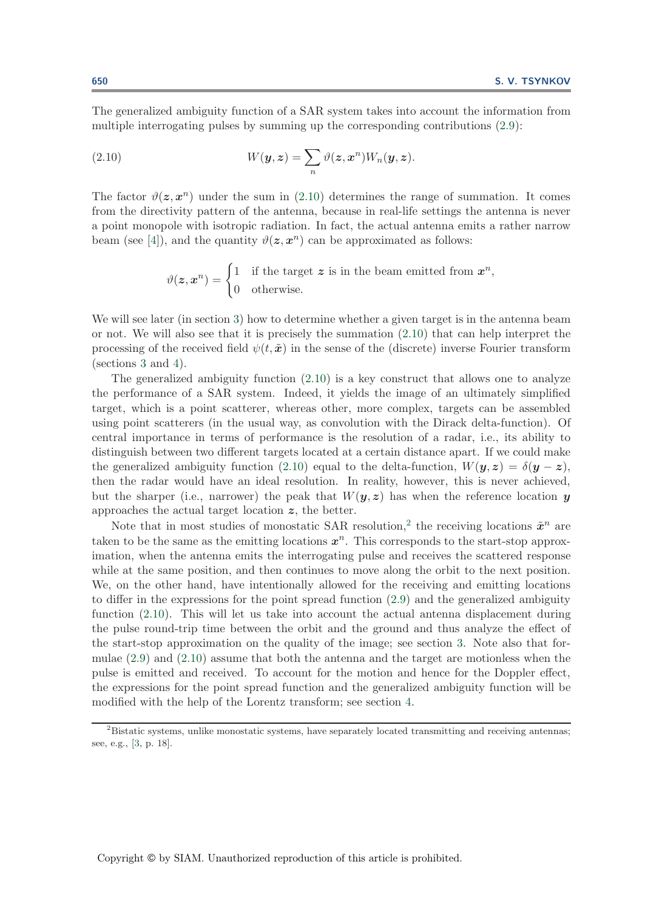The generalized ambiguity function of a SAR system takes into account the information from multiple interrogating pulses by summing up the corresponding contributions (2.9):

$$W(\boldsymbol{y}, \boldsymbol{z}) = \sum_n \vartheta(\boldsymbol{z}, \boldsymbol{x}^n) W_n(\boldsymbol{y}, \boldsymbol{z}). \tag{2.10}$$

The factor $\vartheta(\boldsymbol{z}, \boldsymbol{x}^n)$ under the sum in (2.10) determines the range of summation. It comes from the directivity pattern of the antenna, because in real-life settings the antenna is never a point monopole with isotropic radiation. In fact, the actual antenna emits a rather narrow beam (see [4]), and the quantity $\vartheta(\boldsymbol{z}, \boldsymbol{x}^n)$ can be approximated as follows:

$$\vartheta(\boldsymbol{z}, \boldsymbol{x}^n) = \begin{cases} 1 & \text{if the target } \boldsymbol{z} \text{ is in the beam emitted from } \boldsymbol{x}^n, \\ 0 & \text{otherwise.} \end{cases}$$

We will see later (in section 3) how to determine whether a given target is in the antenna beam or not. We will also see that it is precisely the summation (2.10) that can help interpret the processing of the received field $\psi(t, \tilde{\boldsymbol{x}})$ in the sense of the (discrete) inverse Fourier transform (sections 3 and 4).

The generalized ambiguity function (2.10) is a key construct that allows one to analyze the performance of a SAR system. Indeed, it yields the image of an ultimately simplified target, which is a point scatterer, whereas other, more complex, targets can be assembled using point scatterers (in the usual way, as convolution with the Dirac delta-function). Of central importance in terms of performance is the resolution of a radar, i.e., its ability to distinguish between two different targets located at a certain distance apart. If we could make the generalized ambiguity function (2.10) equal to the delta-function, $W(\boldsymbol{y}, \boldsymbol{z}) = \delta(\boldsymbol{y} - \boldsymbol{z})$, then the radar would have an ideal resolution. In reality, however, this is never achieved, but the sharper (i.e., narrower) the peak that $W(\boldsymbol{y}, \boldsymbol{z})$ has when the reference location $\boldsymbol{y}$ approaches the actual target location $\boldsymbol{z}$, the better.

Note that in most studies of monostatic SAR resolution,[2] the receiving locations $\tilde{\boldsymbol{x}}^n$ are taken to be the same as the emitting locations $\boldsymbol{x}^n$. This corresponds to the start-stop approximation, when the antenna emits the interrogating pulse and receives the scattered response while at the same position, and then continues to move along the orbit to the next position. We, on the other hand, have intentionally allowed for the receiving and emitting locations to differ in the expressions for the point spread function (2.9) and the generalized ambiguity function (2.10). This will let us take into account the actual antenna displacement during the pulse round-trip time between the orbit and the ground and thus analyze the effect of the start-stop approximation on the quality of the image; see section 3. Note also that formulae (2.9) and (2.10) assume that both the antenna and the target are motionless when the pulse is emitted and received. To account for the motion and hence for the Doppler effect, the expressions for the point spread function and the generalized ambiguity function will be modified with the help of the Lorentz transform; see section 4.

[2] Bistatic systems, unlike monostatic systems, have separately located transmitting and receiving antennas; see, e.g., [3, p. 18].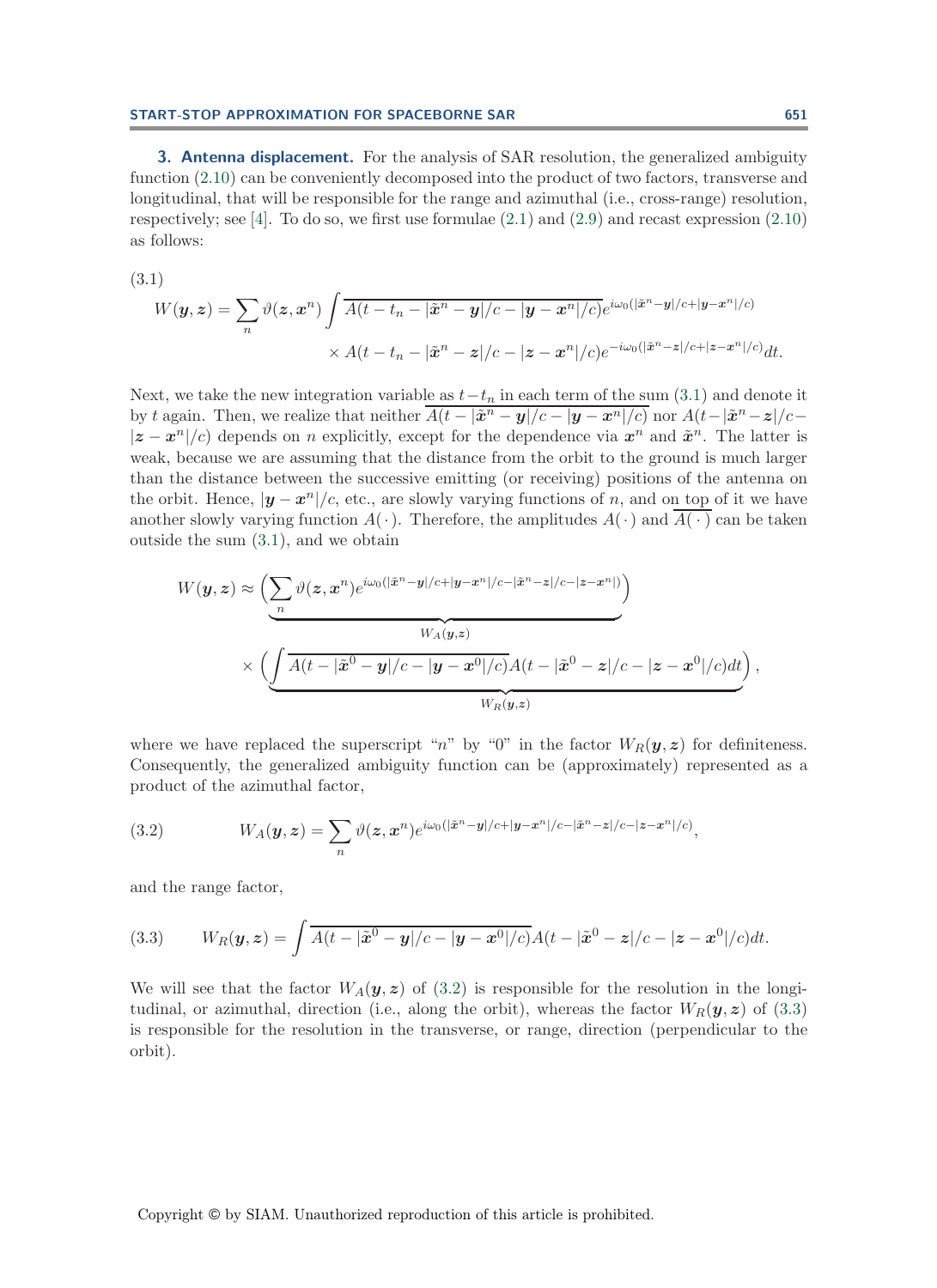**3. Antenna displacement.** For the analysis of SAR resolution, the generalized ambiguity function (2.10) can be conveniently decomposed into the product of two factors, transverse and longitudinal, that will be responsible for the range and azimuthal (i.e., cross-range) resolution, respectively; see [4]. To do so, we first use formulae (2.1) and (2.9) and recast expression (2.10) as follows:

(3.1)
$$W(\boldsymbol{y},\boldsymbol{z}) = \sum_n \vartheta(\boldsymbol{z},\boldsymbol{x}^n) \int \overline{A(t-t_n-|\tilde{\boldsymbol{x}}^n-\boldsymbol{y}|/c-|\boldsymbol{y}-\boldsymbol{x}^n|/c)} e^{i\omega_0(|\tilde{\boldsymbol{x}}^n-\boldsymbol{y}|/c+|\boldsymbol{y}-\boldsymbol{x}^n|/c)} \\ \times A(t-t_n-|\tilde{\boldsymbol{x}}^n-\boldsymbol{z}|/c-|\boldsymbol{z}-\boldsymbol{x}^n|/c) e^{-i\omega_0(|\tilde{\boldsymbol{x}}^n-\boldsymbol{z}|/c+|\boldsymbol{z}-\boldsymbol{x}^n|/c)} dt.$$

Next, we take the new integration variable as $t-t_n$ in each term of the sum (3.1) and denote it by $t$ again. Then, we realize that neither $\overline{A(t-|\tilde{\boldsymbol{x}}^n-\boldsymbol{y}|/c-|\boldsymbol{y}-\boldsymbol{x}^n|/c)}$ nor $A(t-|\tilde{\boldsymbol{x}}^n-\boldsymbol{z}|/c-|\boldsymbol{z}-\boldsymbol{x}^n|/c)$ depends on $n$ explicitly, except for the dependence via $\boldsymbol{x}^n$ and $\tilde{\boldsymbol{x}}^n$. The latter is weak, because we are assuming that the distance from the orbit to the ground is much larger than the distance between the successive emitting (or receiving) positions of the antenna on the orbit. Hence, $|\boldsymbol{y}-\boldsymbol{x}^n|/c$, etc., are slowly varying functions of $n$, and on top of it we have another slowly varying function $A(\,\cdot\,)$. Therefore, the amplitudes $A(\,\cdot\,)$ and $\overline{A(\,\cdot\,)}$ can be taken outside the sum (3.1), and we obtain

$$W(\boldsymbol{y},\boldsymbol{z}) \approx \underbrace{\Big(\sum_n \vartheta(\boldsymbol{z},\boldsymbol{x}^n) e^{i\omega_0(|\tilde{\boldsymbol{x}}^n-\boldsymbol{y}|/c+|\boldsymbol{y}-\boldsymbol{x}^n|/c-|\tilde{\boldsymbol{x}}^n-\boldsymbol{z}|/c-|\boldsymbol{z}-\boldsymbol{x}^n|)}\Big)}_{W_A(\boldsymbol{y},\boldsymbol{z})} \\ \times \underbrace{\Big(\int \overline{A(t-|\tilde{\boldsymbol{x}}^0-\boldsymbol{y}|/c-|\boldsymbol{y}-\boldsymbol{x}^0|/c)} A(t-|\tilde{\boldsymbol{x}}^0-\boldsymbol{z}|/c-|\boldsymbol{z}-\boldsymbol{x}^0|/c) dt\Big)}_{W_R(\boldsymbol{y},\boldsymbol{z})},$$

where we have replaced the superscript "$n$" by "0" in the factor $W_R(\boldsymbol{y},\boldsymbol{z})$ for definiteness. Consequently, the generalized ambiguity function can be (approximately) represented as a product of the azimuthal factor,

$$W_A(\boldsymbol{y},\boldsymbol{z}) = \sum_n \vartheta(\boldsymbol{z},\boldsymbol{x}^n) e^{i\omega_0(|\tilde{\boldsymbol{x}}^n-\boldsymbol{y}|/c+|\boldsymbol{y}-\boldsymbol{x}^n|/c-|\tilde{\boldsymbol{x}}^n-\boldsymbol{z}|/c-|\boldsymbol{z}-\boldsymbol{x}^n|/c)}, \tag{3.2}$$

and the range factor,

$$W_R(\boldsymbol{y},\boldsymbol{z}) = \int \overline{A(t-|\tilde{\boldsymbol{x}}^0-\boldsymbol{y}|/c-|\boldsymbol{y}-\boldsymbol{x}^0|/c)} A(t-|\tilde{\boldsymbol{x}}^0-\boldsymbol{z}|/c-|\boldsymbol{z}-\boldsymbol{x}^0|/c) dt. \tag{3.3}$$

We will see that the factor $W_A(\boldsymbol{y},\boldsymbol{z})$ of (3.2) is responsible for the resolution in the longitudinal, or azimuthal, direction (i.e., along the orbit), whereas the factor $W_R(\boldsymbol{y},\boldsymbol{z})$ of (3.3) is responsible for the resolution in the transverse, or range, direction (perpendicular to the orbit).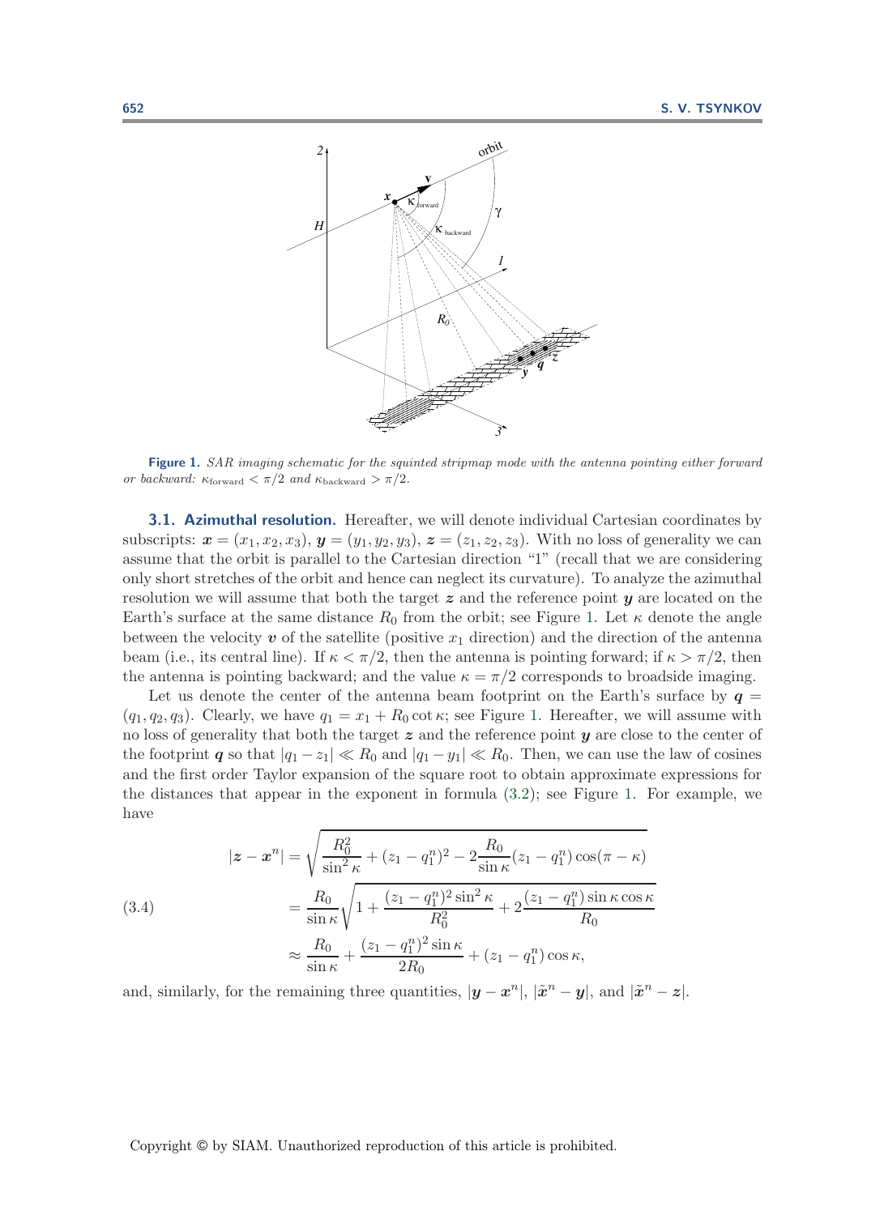Figure 1. *SAR imaging schematic for the squinted stripmap mode with the antenna pointing either forward or backward: $\kappa_{\text{forward}} < \pi/2$ and $\kappa_{\text{backward}} > \pi/2$.*

### 3.1. Azimuthal resolution.

Hereafter, we will denote individual Cartesian coordinates by subscripts: $\boldsymbol{x} = (x_1, x_2, x_3)$, $\boldsymbol{y} = (y_1, y_2, y_3)$, $\boldsymbol{z} = (z_1, z_2, z_3)$. With no loss of generality we can assume that the orbit is parallel to the Cartesian direction "1" (recall that we are considering only short stretches of the orbit and hence can neglect its curvature). To analyze the azimuthal resolution we will assume that both the target $\boldsymbol{z}$ and the reference point $\boldsymbol{y}$ are located on the Earth's surface at the same distance $R_0$ from the orbit; see Figure 1. Let $\kappa$ denote the angle between the velocity $\boldsymbol{v}$ of the satellite (positive $x_1$ direction) and the direction of the antenna beam (i.e., its central line). If $\kappa < \pi/2$, then the antenna is pointing forward; if $\kappa > \pi/2$, then the antenna is pointing backward; and the value $\kappa = \pi/2$ corresponds to broadside imaging.

Let us denote the center of the antenna beam footprint on the Earth's surface by $\boldsymbol{q} = (q_1, q_2, q_3)$. Clearly, we have $q_1 = x_1 + R_0 \cot \kappa$; see Figure 1. Hereafter, we will assume with no loss of generality that both the target $\boldsymbol{z}$ and the reference point $\boldsymbol{y}$ are close to the center of the footprint $\boldsymbol{q}$ so that $|q_1 - z_1| \ll R_0$ and $|q_1 - y_1| \ll R_0$. Then, we can use the law of cosines and the first order Taylor expansion of the square root to obtain approximate expressions for the distances that appear in the exponent in formula (3.2); see Figure 1. For example, we have

$$
\begin{aligned}
|\boldsymbol{z} - \boldsymbol{x}^n| &= \sqrt{\frac{R_0^2}{\sin^2 \kappa} + (z_1 - q_1^n)^2 - 2\frac{R_0}{\sin \kappa}(z_1 - q_1^n)\cos(\pi - \kappa)} \\
&= \frac{R_0}{\sin \kappa}\sqrt{1 + \frac{(z_1 - q_1^n)^2 \sin^2 \kappa}{R_0^2} + 2\frac{(z_1 - q_1^n)\sin \kappa \cos \kappa}{R_0}} \\
&\approx \frac{R_0}{\sin \kappa} + \frac{(z_1 - q_1^n)^2 \sin \kappa}{2R_0} + (z_1 - q_1^n)\cos \kappa,
\end{aligned}
\tag{3.4}
$$

and, similarly, for the remaining three quantities, $|\boldsymbol{y} - \boldsymbol{x}^n|$, $|\tilde{\boldsymbol{x}}^n - \boldsymbol{y}|$, and $|\tilde{\boldsymbol{x}}^n - \boldsymbol{z}|$.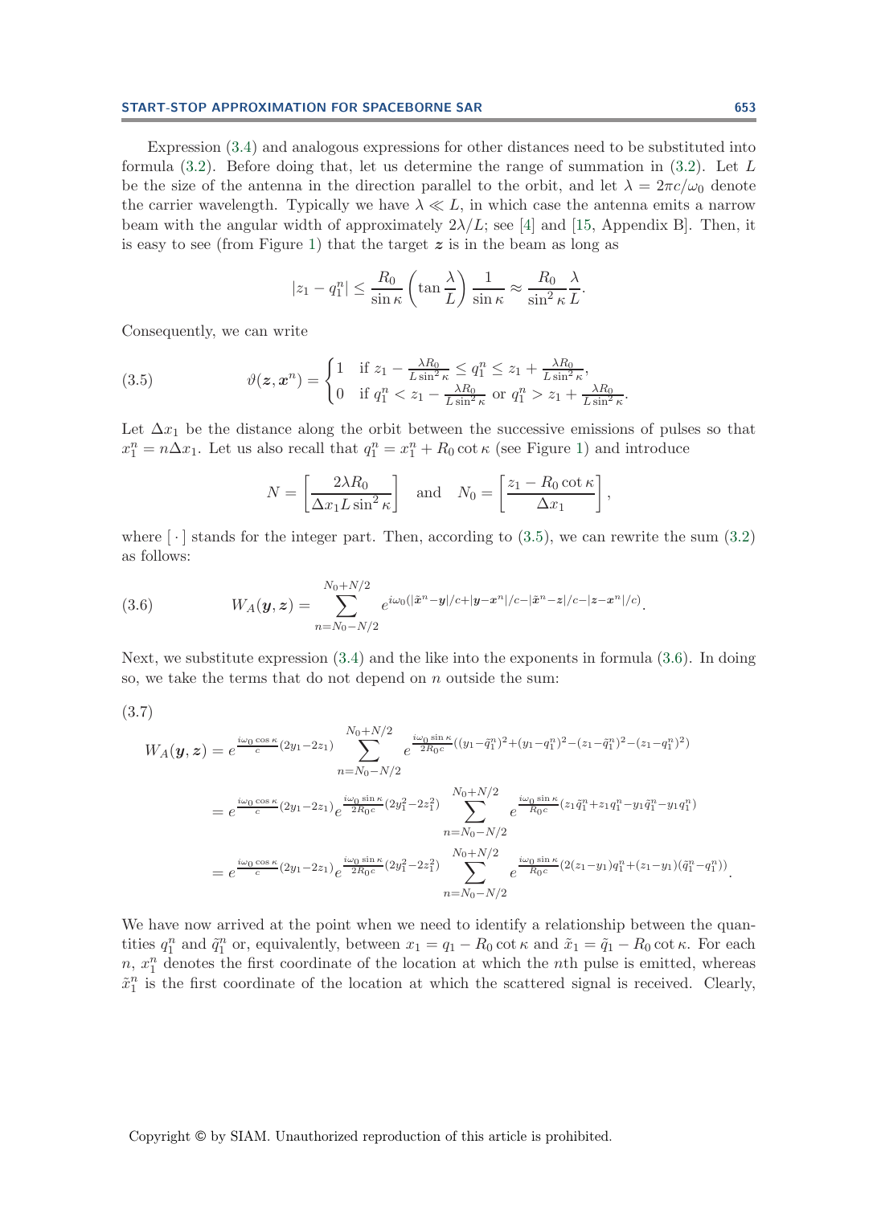Expression (3.4) and analogous expressions for other distances need to be substituted into formula (3.2). Before doing that, let us determine the range of summation in (3.2). Let $L$ be the size of the antenna in the direction parallel to the orbit, and let $\lambda = 2\pi c/\omega_0$ denote the carrier wavelength. Typically we have $\lambda \ll L$, in which case the antenna emits a narrow beam with the angular width of approximately $2\lambda/L$; see [4] and [15, Appendix B]. Then, it is easy to see (from Figure 1) that the target $\boldsymbol{z}$ is in the beam as long as

$$|z_1 - q_1^n| \leq \frac{R_0}{\sin\kappa}\left(\tan\frac{\lambda}{L}\right)\frac{1}{\sin\kappa} \approx \frac{R_0}{\sin^2\kappa}\frac{\lambda}{L}.$$

Consequently, we can write

$$\vartheta(\boldsymbol{z}, \boldsymbol{x}^n) = \begin{cases} 1 & \text{if } z_1 - \frac{\lambda R_0}{L\sin^2\kappa} \leq q_1^n \leq z_1 + \frac{\lambda R_0}{L\sin^2\kappa}, \\ 0 & \text{if } q_1^n < z_1 - \frac{\lambda R_0}{L\sin^2\kappa} \text{ or } q_1^n > z_1 + \frac{\lambda R_0}{L\sin^2\kappa}. \end{cases} \tag{3.5}$$

Let $\Delta x_1$ be the distance along the orbit between the successive emissions of pulses so that $x_1^n = n\Delta x_1$. Let us also recall that $q_1^n = x_1^n + R_0\cot\kappa$ (see Figure 1) and introduce

$$N = \left[\frac{2\lambda R_0}{\Delta x_1 L\sin^2\kappa}\right] \quad \text{and} \quad N_0 = \left[\frac{z_1 - R_0\cot\kappa}{\Delta x_1}\right],$$

where $[\,\cdot\,]$ stands for the integer part. Then, according to (3.5), we can rewrite the sum (3.2) as follows:

$$W_A(\boldsymbol{y}, \boldsymbol{z}) = \sum_{n=N_0-N/2}^{N_0+N/2} e^{i\omega_0(|\tilde{\boldsymbol{x}}^n - \boldsymbol{y}|/c + |\boldsymbol{y}-\boldsymbol{x}^n|/c - |\tilde{\boldsymbol{x}}^n - \boldsymbol{z}|/c - |\boldsymbol{z}-\boldsymbol{x}^n|/c)}. \tag{3.6}$$

Next, we substitute expression (3.4) and the like into the exponents in formula (3.6). In doing so, we take the terms that do not depend on $n$ outside the sum:

$$\begin{aligned} W_A(\boldsymbol{y}, \boldsymbol{z}) &= e^{\frac{i\omega_0\cos\kappa}{c}(2y_1 - 2z_1)} \sum_{n=N_0-N/2}^{N_0+N/2} e^{\frac{i\omega_0\sin\kappa}{2R_0 c}((y_1-\tilde{q}_1^n)^2 + (y_1-q_1^n)^2 - (z_1-\tilde{q}_1^n)^2 - (z_1-q_1^n)^2)} \\ &= e^{\frac{i\omega_0\cos\kappa}{c}(2y_1-2z_1)} e^{\frac{i\omega_0\sin\kappa}{2R_0c}(2y_1^2 - 2z_1^2)} \sum_{n=N_0-N/2}^{N_0+N/2} e^{\frac{i\omega_0\sin\kappa}{R_0c}(z_1\tilde{q}_1^n + z_1 q_1^n - y_1\tilde{q}_1^n - y_1 q_1^n)} \\ &= e^{\frac{i\omega_0\cos\kappa}{c}(2y_1-2z_1)} e^{\frac{i\omega_0\sin\kappa}{2R_0c}(2y_1^2 - 2z_1^2)} \sum_{n=N_0-N/2}^{N_0+N/2} e^{\frac{i\omega_0\sin\kappa}{R_0c}(2(z_1-y_1)q_1^n + (z_1-y_1)(\tilde{q}_1^n - q_1^n))}. \end{aligned} \tag{3.7}$$

We have now arrived at the point when we need to identify a relationship between the quantities $q_1^n$ and $\tilde{q}_1^n$ or, equivalently, between $x_1 = q_1 - R_0\cot\kappa$ and $\tilde{x}_1 = \tilde{q}_1 - R_0\cot\kappa$. For each $n$, $x_1^n$ denotes the first coordinate of the location at which the $n$th pulse is emitted, whereas $\tilde{x}_1^n$ is the first coordinate of the location at which the scattered signal is received. Clearly,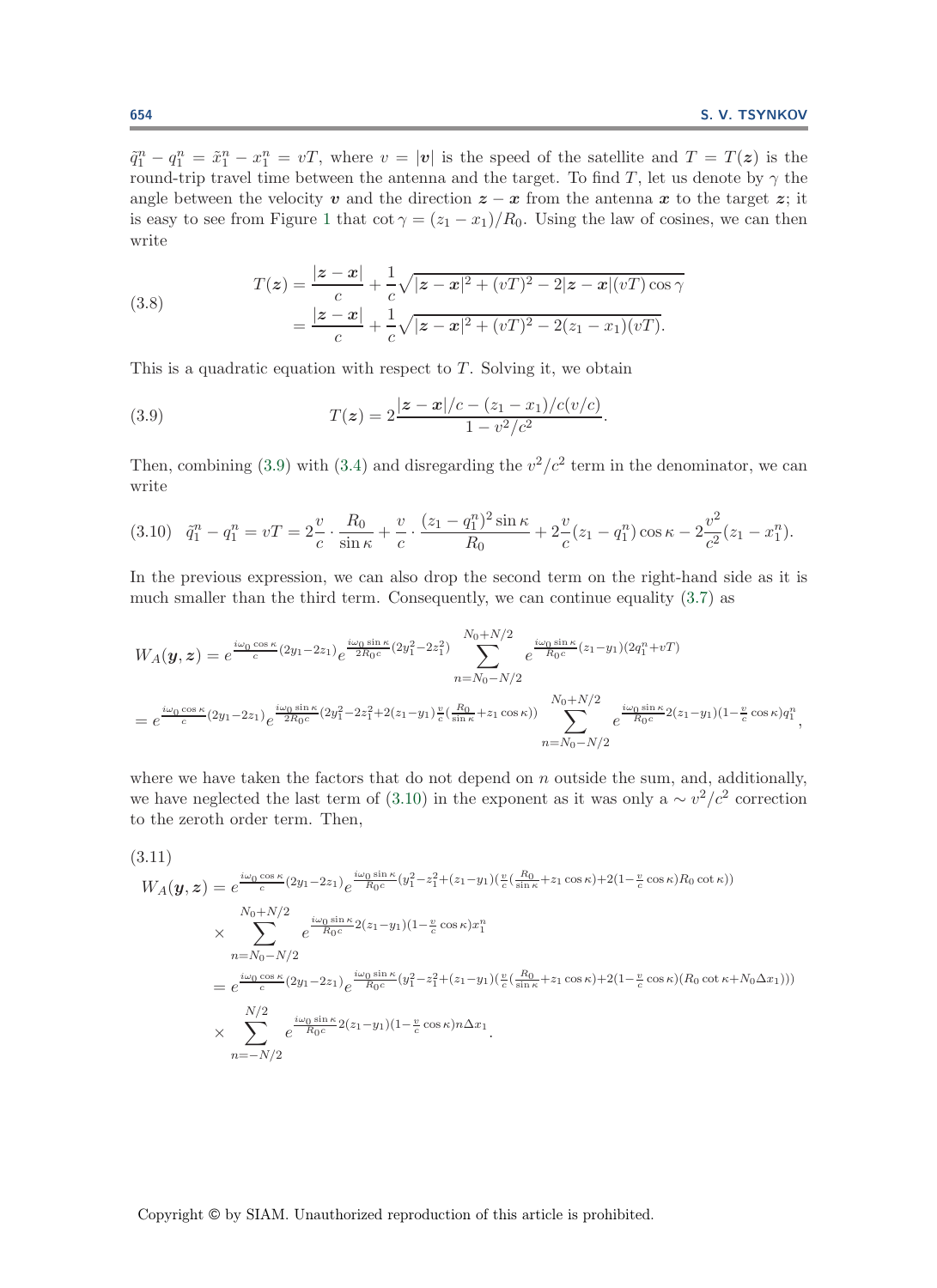$\tilde{q}_1^n - q_1^n = \tilde{x}_1^n - x_1^n = vT$, where $v = |\boldsymbol{v}|$ is the speed of the satellite and $T = T(\boldsymbol{z})$ is the round-trip travel time between the antenna and the target. To find $T$, let us denote by $\gamma$ the angle between the velocity $\boldsymbol{v}$ and the direction $\boldsymbol{z} - \boldsymbol{x}$ from the antenna $\boldsymbol{x}$ to the target $\boldsymbol{z}$; it is easy to see from Figure 1 that $\cot\gamma = (z_1 - x_1)/R_0$. Using the law of cosines, we can then write

$$
\begin{aligned}
T(\boldsymbol{z}) &= \frac{|\boldsymbol{z}-\boldsymbol{x}|}{c} + \frac{1}{c}\sqrt{|\boldsymbol{z}-\boldsymbol{x}|^2 + (vT)^2 - 2|\boldsymbol{z}-\boldsymbol{x}|(vT)\cos\gamma} \\
&= \frac{|\boldsymbol{z}-\boldsymbol{x}|}{c} + \frac{1}{c}\sqrt{|\boldsymbol{z}-\boldsymbol{x}|^2 + (vT)^2 - 2(z_1 - x_1)(vT)}.
\end{aligned}
\tag{3.8}
$$

This is a quadratic equation with respect to $T$. Solving it, we obtain

$$
T(\boldsymbol{z}) = 2\frac{|\boldsymbol{z}-\boldsymbol{x}|/c - (z_1 - x_1)/c(v/c)}{1 - v^2/c^2}. \tag{3.9}
$$

Then, combining (3.9) with (3.4) and disregarding the $v^2/c^2$ term in the denominator, we can write

$$
\tilde{q}_1^n - q_1^n = vT = 2\frac{v}{c}\cdot\frac{R_0}{\sin\kappa} + \frac{v}{c}\cdot\frac{(z_1 - q_1^n)^2\sin\kappa}{R_0} + 2\frac{v}{c}(z_1 - q_1^n)\cos\kappa - 2\frac{v^2}{c^2}(z_1 - x_1^n). \tag{3.10}
$$

In the previous expression, we can also drop the second term on the right-hand side as it is much smaller than the third term. Consequently, we can continue equality (3.7) as

$$
\begin{aligned}
W_A(\boldsymbol{y},\boldsymbol{z}) &= e^{\frac{i\omega_0\cos\kappa}{c}(2y_1 - 2z_1)} e^{\frac{i\omega_0\sin\kappa}{2R_0c}(2y_1^2 - 2z_1^2)} \sum_{n=N_0-N/2}^{N_0+N/2} e^{\frac{i\omega_0\sin\kappa}{R_0c}(z_1 - y_1)(2q_1^n + vT)} \\
&= e^{\frac{i\omega_0\cos\kappa}{c}(2y_1 - 2z_1)} e^{\frac{i\omega_0\sin\kappa}{2R_0c}(2y_1^2 - 2z_1^2 + 2(z_1 - y_1)\frac{v}{c}(\frac{R_0}{\sin\kappa} + z_1\cos\kappa))} \sum_{n=N_0-N/2}^{N_0+N/2} e^{\frac{i\omega_0\sin\kappa}{R_0c}2(z_1-y_1)(1-\frac{v}{c}\cos\kappa)q_1^n},
\end{aligned}
$$

where we have taken the factors that do not depend on $n$ outside the sum, and, additionally, we have neglected the last term of (3.10) in the exponent as it was only a $\sim v^2/c^2$ correction to the zeroth order term. Then,

$$
\begin{aligned}
W_A(\boldsymbol{y},\boldsymbol{z}) &= e^{\frac{i\omega_0\cos\kappa}{c}(2y_1 - 2z_1)} e^{\frac{i\omega_0\sin\kappa}{R_0c}(y_1^2 - z_1^2 + (z_1 - y_1)(\frac{v}{c}(\frac{R_0}{\sin\kappa} + z_1\cos\kappa) + 2(1 - \frac{v}{c}\cos\kappa)R_0\cot\kappa))} \\
&\quad \times \sum_{n=N_0-N/2}^{N_0+N/2} e^{\frac{i\omega_0\sin\kappa}{R_0c}2(z_1-y_1)(1-\frac{v}{c}\cos\kappa)x_1^n} \\
&= e^{\frac{i\omega_0\cos\kappa}{c}(2y_1 - 2z_1)} e^{\frac{i\omega_0\sin\kappa}{R_0c}(y_1^2 - z_1^2 + (z_1 - y_1)(\frac{v}{c}(\frac{R_0}{\sin\kappa} + z_1\cos\kappa) + 2(1 - \frac{v}{c}\cos\kappa)(R_0\cot\kappa + N_0\Delta x_1)))} \\
&\quad \times \sum_{n=-N/2}^{N/2} e^{\frac{i\omega_0\sin\kappa}{R_0c}2(z_1-y_1)(1-\frac{v}{c}\cos\kappa)n\Delta x_1}.
\end{aligned}
\tag{3.11}
$$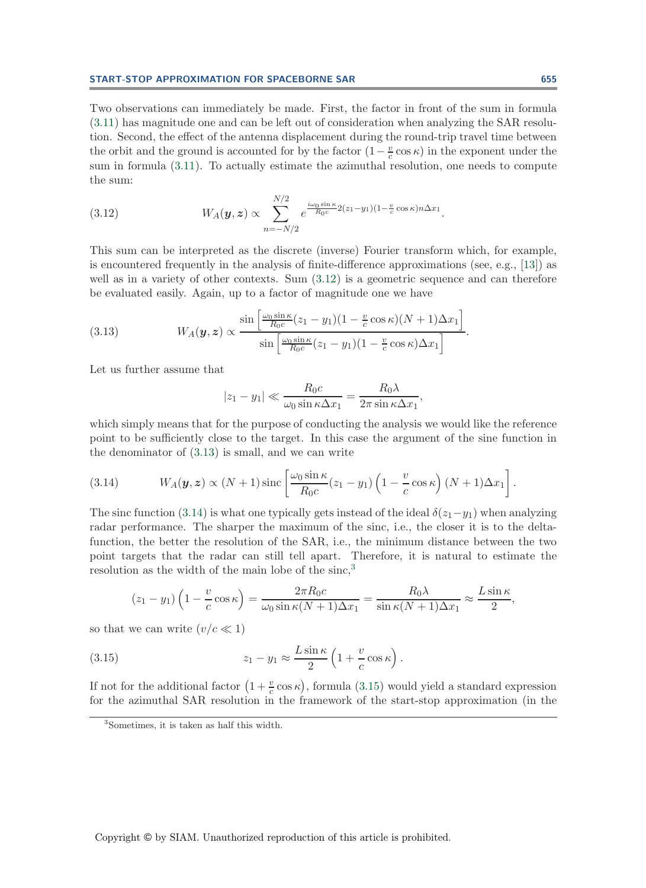Two observations can immediately be made. First, the factor in front of the sum in formula (3.11) has magnitude one and can be left out of consideration when analyzing the SAR resolution. Second, the effect of the antenna displacement during the round-trip travel time between the orbit and the ground is accounted for by the factor $(1-\frac{v}{c}\cos\kappa)$ in the exponent under the sum in formula (3.11). To actually estimate the azimuthal resolution, one needs to compute the sum:

$$
W_A(\boldsymbol{y},\boldsymbol{z}) \propto \sum_{n=-N/2}^{N/2} e^{\frac{i\omega_0 \sin\kappa}{R_0 c} 2(z_1-y_1)(1-\frac{v}{c}\cos\kappa) n \Delta x_1}. \tag{3.12}
$$

This sum can be interpreted as the discrete (inverse) Fourier transform which, for example, is encountered frequently in the analysis of finite-difference approximations (see, e.g., [13]) as well as in a variety of other contexts. Sum (3.12) is a geometric sequence and can therefore be evaluated easily. Again, up to a factor of magnitude one we have

$$
W_A(\boldsymbol{y},\boldsymbol{z}) \propto \frac{\sin\left[\frac{\omega_0 \sin\kappa}{R_0 c}(z_1-y_1)(1-\frac{v}{c}\cos\kappa)(N+1)\Delta x_1\right]}{\sin\left[\frac{\omega_0 \sin\kappa}{R_0 c}(z_1-y_1)(1-\frac{v}{c}\cos\kappa)\Delta x_1\right]}. \tag{3.13}
$$

Let us further assume that

$$
|z_1-y_1| \ll \frac{R_0 c}{\omega_0 \sin\kappa \Delta x_1} = \frac{R_0 \lambda}{2\pi \sin\kappa \Delta x_1},
$$

which simply means that for the purpose of conducting the analysis we would like the reference point to be sufficiently close to the target. In this case the argument of the sine function in the denominator of (3.13) is small, and we can write

$$
W_A(\boldsymbol{y},\boldsymbol{z}) \propto (N+1)\,\mathrm{sinc}\left[\frac{\omega_0 \sin\kappa}{R_0 c}(z_1-y_1)\left(1-\frac{v}{c}\cos\kappa\right)(N+1)\Delta x_1\right]. \tag{3.14}
$$

The sinc function (3.14) is what one typically gets instead of the ideal $\delta(z_1-y_1)$ when analyzing radar performance. The sharper the maximum of the sinc, i.e., the closer it is to the delta-function, the better the resolution of the SAR, i.e., the minimum distance between the two point targets that the radar can still tell apart. Therefore, it is natural to estimate the resolution as the width of the main lobe of the sinc,[3]

$$
(z_1-y_1)\left(1-\frac{v}{c}\cos\kappa\right) = \frac{2\pi R_0 c}{\omega_0 \sin\kappa (N+1)\Delta x_1} = \frac{R_0\lambda}{\sin\kappa (N+1)\Delta x_1} \approx \frac{L\sin\kappa}{2},
$$

so that we can write $(v/c \ll 1)$

$$
z_1 - y_1 \approx \frac{L\sin\kappa}{2}\left(1+\frac{v}{c}\cos\kappa\right). \tag{3.15}
$$

If not for the additional factor $\left(1+\frac{v}{c}\cos\kappa\right)$, formula (3.15) would yield a standard expression for the azimuthal SAR resolution in the framework of the start-stop approximation (in the

[3] Sometimes, it is taken as half this width.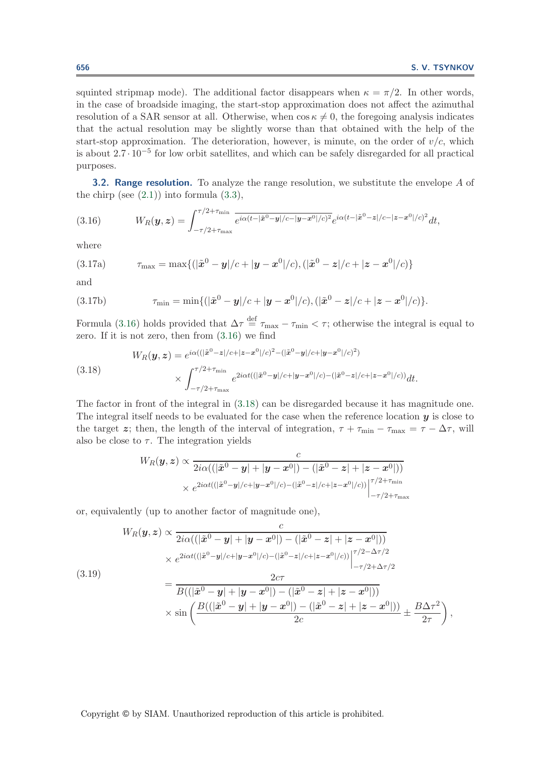squinted stripmap mode). The additional factor disappears when $\kappa = \pi/2$. In other words, in the case of broadside imaging, the start-stop approximation does not affect the azimuthal resolution of a SAR sensor at all. Otherwise, when $\cos\kappa \neq 0$, the foregoing analysis indicates that the actual resolution may be slightly worse than that obtained with the help of the start-stop approximation. The deterioration, however, is minute, on the order of $v/c$, which is about $2.7\cdot 10^{-5}$ for low orbit satellites, and which can be safely disregarded for all practical purposes.

**3.2. Range resolution.** To analyze the range resolution, we substitute the envelope $A$ of the chirp (see (2.1)) into formula (3.3),

$$W_R(\boldsymbol{y},\boldsymbol{z}) = \int_{-\tau/2+\tau_{\max}}^{\tau/2+\tau_{\min}} \overline{e^{i\alpha(t-|\tilde{\boldsymbol{x}}^0-\boldsymbol{y}|/c-|\boldsymbol{y}-\boldsymbol{x}^0|/c)^2}} e^{i\alpha(t-|\tilde{\boldsymbol{x}}^0-\boldsymbol{z}|/c-|\boldsymbol{z}-\boldsymbol{x}^0|/c)^2}dt, \tag{3.16}$$

where

$$\tau_{\max} = \max\{(|\tilde{\boldsymbol{x}}^0-\boldsymbol{y}|/c+|\boldsymbol{y}-\boldsymbol{x}^0|/c),(|\tilde{\boldsymbol{x}}^0-\boldsymbol{z}|/c+|\boldsymbol{z}-\boldsymbol{x}^0|/c)\} \tag{3.17a}$$

and

$$\tau_{\min} = \min\{(|\tilde{\boldsymbol{x}}^0-\boldsymbol{y}|/c+|\boldsymbol{y}-\boldsymbol{x}^0|/c),(|\tilde{\boldsymbol{x}}^0-\boldsymbol{z}|/c+|\boldsymbol{z}-\boldsymbol{x}^0|/c)\}. \tag{3.17b}$$

Formula (3.16) holds provided that $\Delta\tau \overset{\text{def}}{=} \tau_{\max}-\tau_{\min} < \tau$; otherwise the integral is equal to zero. If it is not zero, then from (3.16) we find

$$\begin{aligned} W_R(\boldsymbol{y},\boldsymbol{z}) &= e^{i\alpha((|\tilde{\boldsymbol{x}}^0-\boldsymbol{z}|/c+|\boldsymbol{z}-\boldsymbol{x}^0|/c)^2-(|\tilde{\boldsymbol{x}}^0-\boldsymbol{y}|/c+|\boldsymbol{y}-\boldsymbol{x}^0|/c)^2)} \\ &\quad\times \int_{-\tau/2+\tau_{\max}}^{\tau/2+\tau_{\min}} e^{2i\alpha t((|\tilde{\boldsymbol{x}}^0-\boldsymbol{y}|/c+|\boldsymbol{y}-\boldsymbol{x}^0|/c)-(|\tilde{\boldsymbol{x}}^0-\boldsymbol{z}|/c+|\boldsymbol{z}-\boldsymbol{x}^0|/c))}dt. \end{aligned} \tag{3.18}$$

The factor in front of the integral in (3.18) can be disregarded because it has magnitude one. The integral itself needs to be evaluated for the case when the reference location $\boldsymbol{y}$ is close to the target $\boldsymbol{z}$; then, the length of the interval of integration, $\tau+\tau_{\min}-\tau_{\max} = \tau-\Delta\tau$, will also be close to $\tau$. The integration yields

$$\begin{aligned} W_R(\boldsymbol{y},\boldsymbol{z}) &\propto \frac{c}{2i\alpha((|\tilde{\boldsymbol{x}}^0-\boldsymbol{y}|+|\boldsymbol{y}-\boldsymbol{x}^0|)-(|\tilde{\boldsymbol{x}}^0-\boldsymbol{z}|+|\boldsymbol{z}-\boldsymbol{x}^0|))} \\ &\quad\times e^{2i\alpha t((|\tilde{\boldsymbol{x}}^0-\boldsymbol{y}|/c+|\boldsymbol{y}-\boldsymbol{x}^0|/c)-(|\tilde{\boldsymbol{x}}^0-\boldsymbol{z}|/c+|\boldsymbol{z}-\boldsymbol{x}^0|/c))}\Big|_{-\tau/2+\tau_{\max}}^{\tau/2+\tau_{\min}} \end{aligned}$$

or, equivalently (up to another factor of magnitude one),

$$\begin{aligned} W_R(\boldsymbol{y},\boldsymbol{z}) &\propto \frac{c}{2i\alpha((|\tilde{\boldsymbol{x}}^0-\boldsymbol{y}|+|\boldsymbol{y}-\boldsymbol{x}^0|)-(|\tilde{\boldsymbol{x}}^0-\boldsymbol{z}|+|\boldsymbol{z}-\boldsymbol{x}^0|))} \\ &\quad\times e^{2i\alpha t((|\tilde{\boldsymbol{x}}^0-\boldsymbol{y}|/c+|\boldsymbol{y}-\boldsymbol{x}^0|/c)-(|\tilde{\boldsymbol{x}}^0-\boldsymbol{z}|/c+|\boldsymbol{z}-\boldsymbol{x}^0|/c))}\Big|_{-\tau/2+\Delta\tau/2}^{\tau/2-\Delta\tau/2} \\ &= \frac{2c\tau}{B((|\tilde{\boldsymbol{x}}^0-\boldsymbol{y}|+|\boldsymbol{y}-\boldsymbol{x}^0|)-(|\tilde{\boldsymbol{x}}^0-\boldsymbol{z}|+|\boldsymbol{z}-\boldsymbol{x}^0|))} \\ &\quad\times \sin\left(\frac{B((|\tilde{\boldsymbol{x}}^0-\boldsymbol{y}|+|\boldsymbol{y}-\boldsymbol{x}^0|)-(|\tilde{\boldsymbol{x}}^0-\boldsymbol{z}|+|\boldsymbol{z}-\boldsymbol{x}^0|))}{2c} \pm \frac{B\Delta\tau^2}{2\tau}\right), \end{aligned} \tag{3.19}$$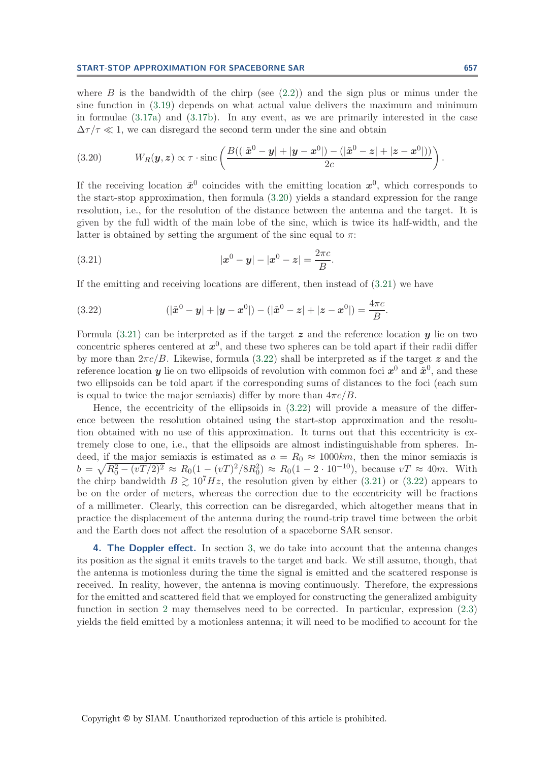where $B$ is the bandwidth of the chirp (see (2.2)) and the sign plus or minus under the sine function in (3.19) depends on what actual value delivers the maximum and minimum in formulae (3.17a) and (3.17b). In any event, as we are primarily interested in the case $\Delta\tau/\tau \ll 1$, we can disregard the second term under the sine and obtain

$$W_R(\boldsymbol{y}, \boldsymbol{z}) \propto \tau \cdot \operatorname{sinc}\left(\frac{B((|\tilde{\boldsymbol{x}}^0 - \boldsymbol{y}| + |\boldsymbol{y} - \boldsymbol{x}^0|) - (|\tilde{\boldsymbol{x}}^0 - \boldsymbol{z}| + |\boldsymbol{z} - \boldsymbol{x}^0|))}{2c}\right). \tag{3.20}$$

If the receiving location $\tilde{\boldsymbol{x}}^0$ coincides with the emitting location $\boldsymbol{x}^0$, which corresponds to the start-stop approximation, then formula (3.20) yields a standard expression for the range resolution, i.e., for the resolution of the distance between the antenna and the target. It is given by the full width of the main lobe of the sinc, which is twice its half-width, and the latter is obtained by setting the argument of the sinc equal to $\pi$:

$$|\boldsymbol{x}^0 - \boldsymbol{y}| - |\boldsymbol{x}^0 - \boldsymbol{z}| = \frac{2\pi c}{B}. \tag{3.21}$$

If the emitting and receiving locations are different, then instead of (3.21) we have

$$(|\tilde{\boldsymbol{x}}^0 - \boldsymbol{y}| + |\boldsymbol{y} - \boldsymbol{x}^0|) - (|\tilde{\boldsymbol{x}}^0 - \boldsymbol{z}| + |\boldsymbol{z} - \boldsymbol{x}^0|) = \frac{4\pi c}{B}. \tag{3.22}$$

Formula (3.21) can be interpreted as if the target $\boldsymbol{z}$ and the reference location $\boldsymbol{y}$ lie on two concentric spheres centered at $\boldsymbol{x}^0$, and these two spheres can be told apart if their radii differ by more than $2\pi c/B$. Likewise, formula (3.22) shall be interpreted as if the target $\boldsymbol{z}$ and the reference location $\boldsymbol{y}$ lie on two ellipsoids of revolution with common foci $\boldsymbol{x}^0$ and $\tilde{\boldsymbol{x}}^0$, and these two ellipsoids can be told apart if the corresponding sums of distances to the foci (each sum is equal to twice the major semiaxis) differ by more than $4\pi c/B$.

Hence, the eccentricity of the ellipsoids in (3.22) will provide a measure of the difference between the resolution obtained using the start-stop approximation and the resolution obtained with no use of this approximation. It turns out that this eccentricity is extremely close to one, i.e., that the ellipsoids are almost indistinguishable from spheres. Indeed, if the major semiaxis is estimated as $a = R_0 \approx 1000km$, then the minor semiaxis is $b = \sqrt{R_0^2 - (vT/2)^2} \approx R_0(1 - (vT)^2/8R_0^2) \approx R_0(1 - 2 \cdot 10^{-10})$, because $vT \approx 40m$. With the chirp bandwidth $B \gtrsim 10^7 Hz$, the resolution given by either (3.21) or (3.22) appears to be on the order of meters, whereas the correction due to the eccentricity will be fractions of a millimeter. Clearly, this correction can be disregarded, which altogether means that in practice the displacement of the antenna during the round-trip travel time between the orbit and the Earth does not affect the resolution of a spaceborne SAR sensor.

## 4. The Doppler effect.

In section 3, we do take into account that the antenna changes its position as the signal it emits travels to the target and back. We still assume, though, that the antenna is motionless during the time the signal is emitted and the scattered response is received. In reality, however, the antenna is moving continuously. Therefore, the expressions for the emitted and scattered field that we employed for constructing the generalized ambiguity function in section 2 may themselves need to be corrected. In particular, expression (2.3) yields the field emitted by a motionless antenna; it will need to be modified to account for the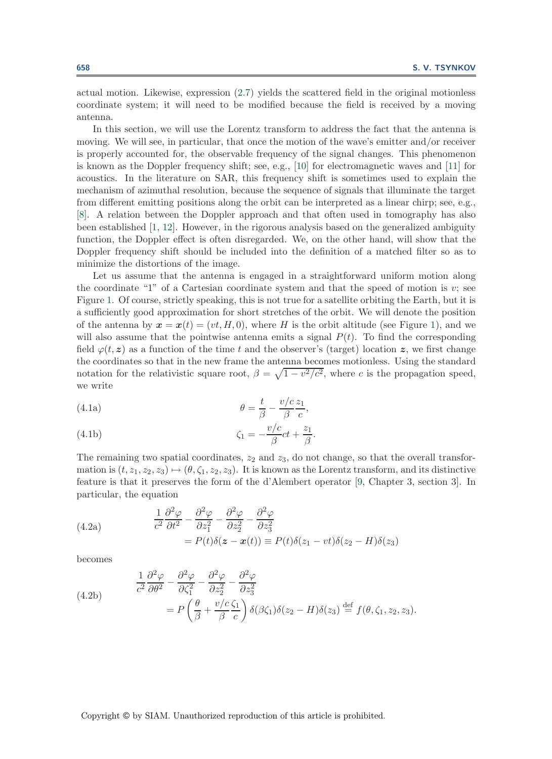actual motion. Likewise, expression (2.7) yields the scattered field in the original motionless coordinate system; it will need to be modified because the field is received by a moving antenna.

In this section, we will use the Lorentz transform to address the fact that the antenna is moving. We will see, in particular, that once the motion of the wave's emitter and/or receiver is properly accounted for, the observable frequency of the signal changes. This phenomenon is known as the Doppler frequency shift; see, e.g., [10] for electromagnetic waves and [11] for acoustics. In the literature on SAR, this frequency shift is sometimes used to explain the mechanism of azimuthal resolution, because the sequence of signals that illuminate the target from different emitting positions along the orbit can be interpreted as a linear chirp; see, e.g., [8]. A relation between the Doppler approach and that often used in tomography has also been established [1, 12]. However, in the rigorous analysis based on the generalized ambiguity function, the Doppler effect is often disregarded. We, on the other hand, will show that the Doppler frequency shift should be included into the definition of a matched filter so as to minimize the distortions of the image.

Let us assume that the antenna is engaged in a straightforward uniform motion along the coordinate "1" of a Cartesian coordinate system and that the speed of motion is $v$; see Figure 1. Of course, strictly speaking, this is not true for a satellite orbiting the Earth, but it is a sufficiently good approximation for short stretches of the orbit. We will denote the position of the antenna by $\boldsymbol{x} = \boldsymbol{x}(t) = (vt, H, 0)$, where $H$ is the orbit altitude (see Figure 1), and we will also assume that the pointwise antenna emits a signal $P(t)$. To find the corresponding field $\varphi(t, \boldsymbol{z})$ as a function of the time $t$ and the observer's (target) location $\boldsymbol{z}$, we first change the coordinates so that in the new frame the antenna becomes motionless. Using the standard notation for the relativistic square root, $\beta = \sqrt{1 - v^2/c^2}$, where $c$ is the propagation speed, we write

$$\theta = \frac{t}{\beta} - \frac{v/c}{\beta}\frac{z_1}{c}, \tag{4.1a}$$

$$\zeta_1 = -\frac{v/c}{\beta}ct + \frac{z_1}{\beta}. \tag{4.1b}$$

The remaining two spatial coordinates, $z_2$ and $z_3$, do not change, so that the overall transformation is $(t, z_1, z_2, z_3) \mapsto (\theta, \zeta_1, z_2, z_3)$. It is known as the Lorentz transform, and its distinctive feature is that it preserves the form of the d'Alembert operator [9, Chapter 3, section 3]. In particular, the equation

$$\begin{aligned} &\frac{1}{c^2}\frac{\partial^2 \varphi}{\partial t^2} - \frac{\partial^2 \varphi}{\partial z_1^2} - \frac{\partial^2 \varphi}{\partial z_2^2} - \frac{\partial^2 \varphi}{\partial z_3^2} \\ &\qquad = P(t)\delta(\boldsymbol{z} - \boldsymbol{x}(t)) \equiv P(t)\delta(z_1 - vt)\delta(z_2 - H)\delta(z_3) \end{aligned} \tag{4.2a}$$

becomes

$$\begin{aligned} &\frac{1}{c^2}\frac{\partial^2 \varphi}{\partial \theta^2} - \frac{\partial^2 \varphi}{\partial \zeta_1^2} - \frac{\partial^2 \varphi}{\partial z_2^2} - \frac{\partial^2 \varphi}{\partial z_3^2} \\ &\qquad = P\left(\frac{\theta}{\beta} + \frac{v/c}{\beta}\frac{\zeta_1}{c}\right)\delta(\beta\zeta_1)\delta(z_2 - H)\delta(z_3) \stackrel{\text{def}}{=} f(\theta, \zeta_1, z_2, z_3). \end{aligned} \tag{4.2b}$$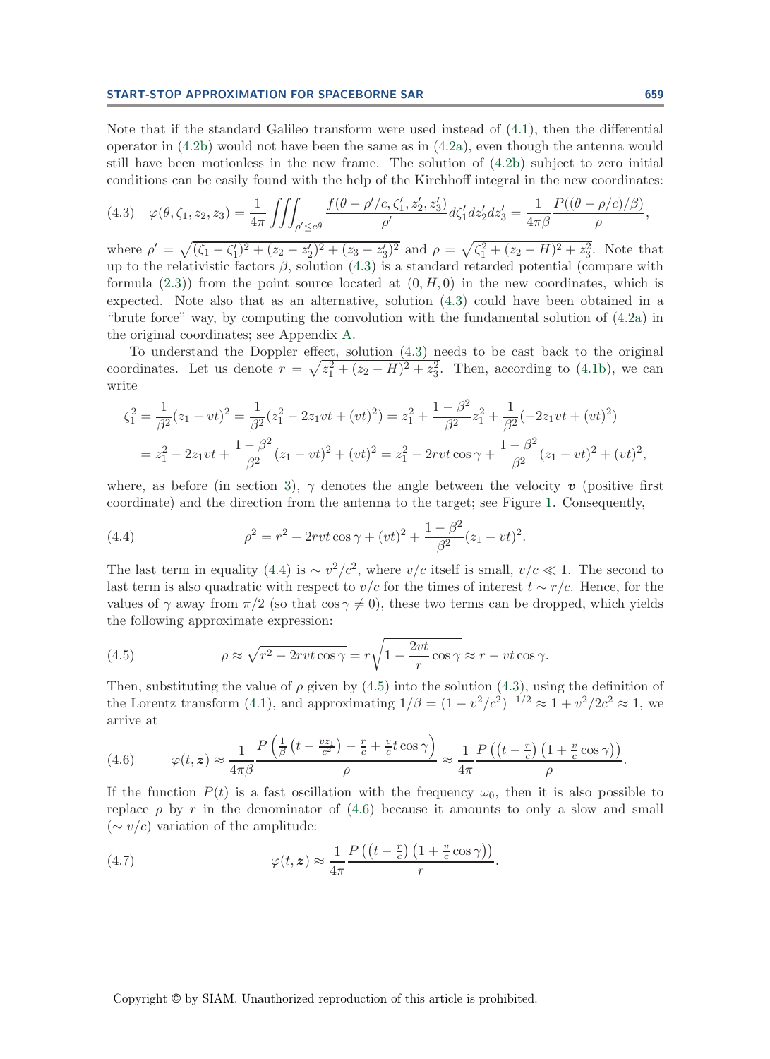Note that if the standard Galileo transform were used instead of (4.1), then the differential operator in (4.2b) would not have been the same as in (4.2a), even though the antenna would still have been motionless in the new frame. The solution of (4.2b) subject to zero initial conditions can be easily found with the help of the Kirchhoff integral in the new coordinates:

$$\varphi(\theta, \zeta_1, z_2, z_3) = \frac{1}{4\pi} \iiint_{\rho' \le c\theta} \frac{f(\theta - \rho'/c, \zeta_1', z_2', z_3')}{\rho'} d\zeta_1' dz_2' dz_3' = \frac{1}{4\pi\beta} \frac{P((\theta - \rho/c)/\beta)}{\rho}, \tag{4.3}$$

where $\rho' = \sqrt{(\zeta_1 - \zeta_1')^2 + (z_2 - z_2')^2 + (z_3 - z_3')^2}$ and $\rho = \sqrt{\zeta_1^2 + (z_2 - H)^2 + z_3^2}$. Note that up to the relativistic factors $\beta$, solution (4.3) is a standard retarded potential (compare with formula (2.3)) from the point source located at $(0, H, 0)$ in the new coordinates, which is expected. Note also that as an alternative, solution (4.3) could have been obtained in a "brute force" way, by computing the convolution with the fundamental solution of (4.2a) in the original coordinates; see Appendix A.

To understand the Doppler effect, solution (4.3) needs to be cast back to the original coordinates. Let us denote $r = \sqrt{z_1^2 + (z_2 - H)^2 + z_3^2}$. Then, according to (4.1b), we can write

$$\begin{aligned}
\zeta_1^2 &= \frac{1}{\beta^2}(z_1 - vt)^2 = \frac{1}{\beta^2}(z_1^2 - 2z_1vt + (vt)^2) = z_1^2 + \frac{1-\beta^2}{\beta^2}z_1^2 + \frac{1}{\beta^2}(-2z_1vt + (vt)^2) \\
&= z_1^2 - 2z_1vt + \frac{1-\beta^2}{\beta^2}(z_1 - vt)^2 + (vt)^2 = z_1^2 - 2rvt\cos\gamma + \frac{1-\beta^2}{\beta^2}(z_1 - vt)^2 + (vt)^2,
\end{aligned}$$

where, as before (in section 3), $\gamma$ denotes the angle between the velocity $\boldsymbol{v}$ (positive first coordinate) and the direction from the antenna to the target; see Figure 1. Consequently,

$$\rho^2 = r^2 - 2rvt\cos\gamma + (vt)^2 + \frac{1-\beta^2}{\beta^2}(z_1 - vt)^2. \tag{4.4}$$

The last term in equality (4.4) is $\sim v^2/c^2$, where $v/c$ itself is small, $v/c \ll 1$. The second to last term is also quadratic with respect to $v/c$ for the times of interest $t \sim r/c$. Hence, for the values of $\gamma$ away from $\pi/2$ (so that $\cos\gamma \neq 0$), these two terms can be dropped, which yields the following approximate expression:

$$\rho \approx \sqrt{r^2 - 2rvt\cos\gamma} = r\sqrt{1 - \frac{2vt}{r}\cos\gamma} \approx r - vt\cos\gamma. \tag{4.5}$$

Then, substituting the value of $\rho$ given by (4.5) into the solution (4.3), using the definition of the Lorentz transform (4.1), and approximating $1/\beta = (1 - v^2/c^2)^{-1/2} \approx 1 + v^2/2c^2 \approx 1$, we arrive at

$$\varphi(t, \boldsymbol{z}) \approx \frac{1}{4\pi\beta} \frac{P\left(\frac{1}{\beta}\left(t - \frac{vz_1}{c^2}\right) - \frac{r}{c} + \frac{v}{c}t\cos\gamma\right)}{\rho} \approx \frac{1}{4\pi} \frac{P\left(\left(t - \frac{r}{c}\right)\left(1 + \frac{v}{c}\cos\gamma\right)\right)}{\rho}. \tag{4.6}$$

If the function $P(t)$ is a fast oscillation with the frequency $\omega_0$, then it is also possible to replace $\rho$ by $r$ in the denominator of (4.6) because it amounts to only a slow and small ($\sim v/c$) variation of the amplitude:

$$\varphi(t, \boldsymbol{z}) \approx \frac{1}{4\pi} \frac{P\left(\left(t - \frac{r}{c}\right)\left(1 + \frac{v}{c}\cos\gamma\right)\right)}{r}. \tag{4.7}$$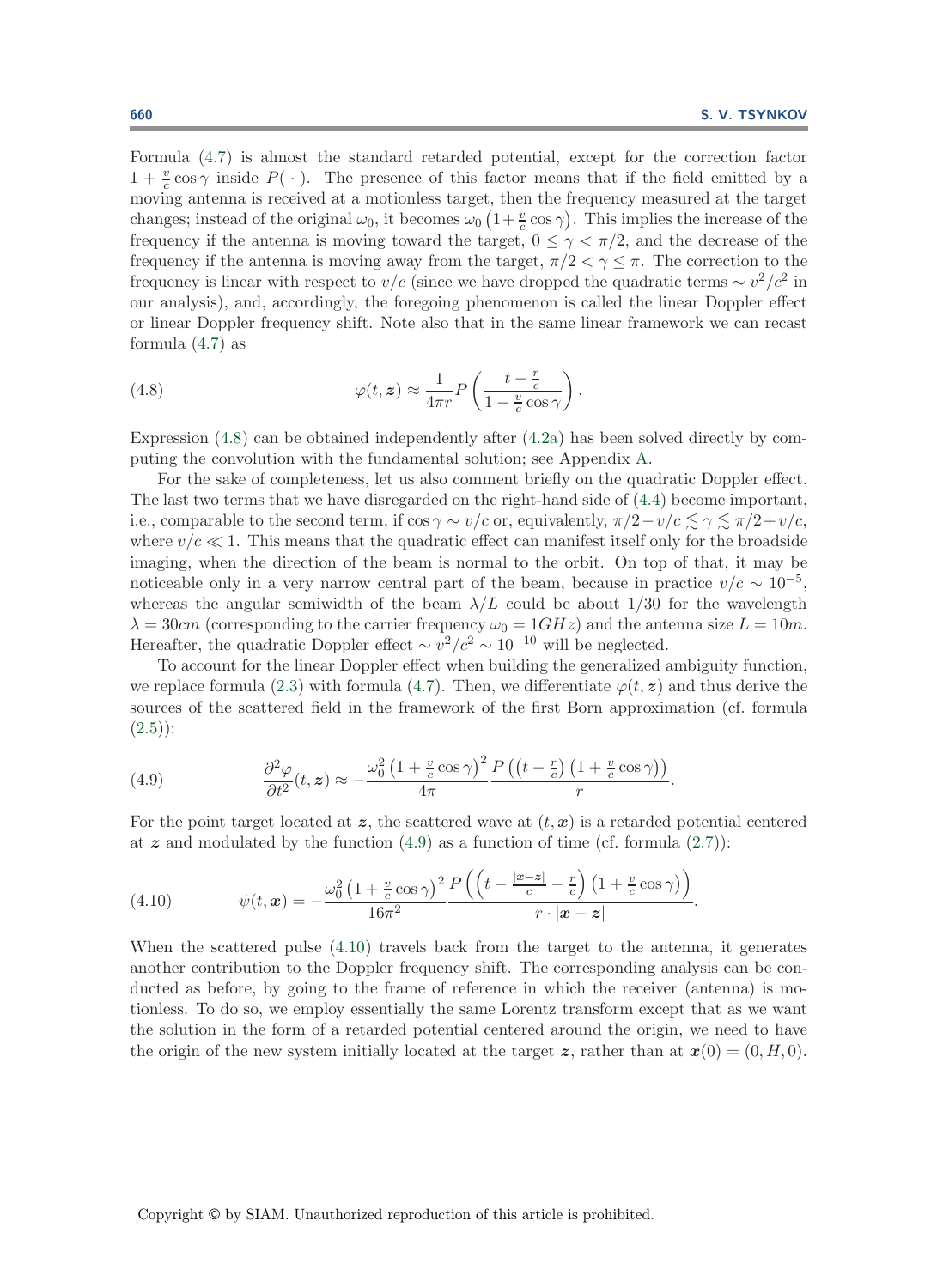Formula (4.7) is almost the standard retarded potential, except for the correction factor $1 + \frac{v}{c}\cos\gamma$ inside $P(\,\cdot\,)$. The presence of this factor means that if the field emitted by a moving antenna is received at a motionless target, then the frequency measured at the target changes; instead of the original $\omega_0$, it becomes $\omega_0\left(1+\frac{v}{c}\cos\gamma\right)$. This implies the increase of the frequency if the antenna is moving toward the target, $0 \le \gamma < \pi/2$, and the decrease of the frequency if the antenna is moving away from the target, $\pi/2 < \gamma \le \pi$. The correction to the frequency is linear with respect to $v/c$ (since we have dropped the quadratic terms $\sim v^2/c^2$ in our analysis), and, accordingly, the foregoing phenomenon is called the linear Doppler effect or linear Doppler frequency shift. Note also that in the same linear framework we can recast formula (4.7) as

$$\varphi(t,\boldsymbol{z}) \approx \frac{1}{4\pi r} P\left(\frac{t-\frac{r}{c}}{1-\frac{v}{c}\cos\gamma}\right). \tag{4.8}$$

Expression (4.8) can be obtained independently after (4.2a) has been solved directly by computing the convolution with the fundamental solution; see Appendix A.

For the sake of completeness, let us also comment briefly on the quadratic Doppler effect. The last two terms that we have disregarded on the right-hand side of (4.4) become important, i.e., comparable to the second term, if $\cos\gamma \sim v/c$ or, equivalently, $\pi/2 - v/c \lesssim \gamma \lesssim \pi/2 + v/c$, where $v/c \ll 1$. This means that the quadratic effect can manifest itself only for the broadside imaging, when the direction of the beam is normal to the orbit. On top of that, it may be noticeable only in a very narrow central part of the beam, because in practice $v/c \sim 10^{-5}$, whereas the angular semiwidth of the beam $\lambda/L$ could be about $1/30$ for the wavelength $\lambda = 30cm$ (corresponding to the carrier frequency $\omega_0 = 1GHz$) and the antenna size $L = 10m$. Hereafter, the quadratic Doppler effect $\sim v^2/c^2 \sim 10^{-10}$ will be neglected.

To account for the linear Doppler effect when building the generalized ambiguity function, we replace formula (2.3) with formula (4.7). Then, we differentiate $\varphi(t,\boldsymbol{z})$ and thus derive the sources of the scattered field in the framework of the first Born approximation (cf. formula (2.5)):

$$\frac{\partial^2\varphi}{\partial t^2}(t,\boldsymbol{z}) \approx -\frac{\omega_0^2\left(1+\frac{v}{c}\cos\gamma\right)^2}{4\pi}\frac{P\left(\left(t-\frac{r}{c}\right)\left(1+\frac{v}{c}\cos\gamma\right)\right)}{r}. \tag{4.9}$$

For the point target located at $\boldsymbol{z}$, the scattered wave at $(t,\boldsymbol{x})$ is a retarded potential centered at $\boldsymbol{z}$ and modulated by the function (4.9) as a function of time (cf. formula (2.7)):

$$\psi(t,\boldsymbol{x}) = -\frac{\omega_0^2\left(1+\frac{v}{c}\cos\gamma\right)^2}{16\pi^2}\frac{P\left(\left(t-\frac{|\boldsymbol{x}-\boldsymbol{z}|}{c}-\frac{r}{c}\right)\left(1+\frac{v}{c}\cos\gamma\right)\right)}{r\cdot|\boldsymbol{x}-\boldsymbol{z}|}. \tag{4.10}$$

When the scattered pulse (4.10) travels back from the target to the antenna, it generates another contribution to the Doppler frequency shift. The corresponding analysis can be conducted as before, by going to the frame of reference in which the receiver (antenna) is motionless. To do so, we employ essentially the same Lorentz transform except that as we want the solution in the form of a retarded potential centered around the origin, we need to have the origin of the new system initially located at the target $\boldsymbol{z}$, rather than at $\boldsymbol{x}(0) = (0, H, 0)$.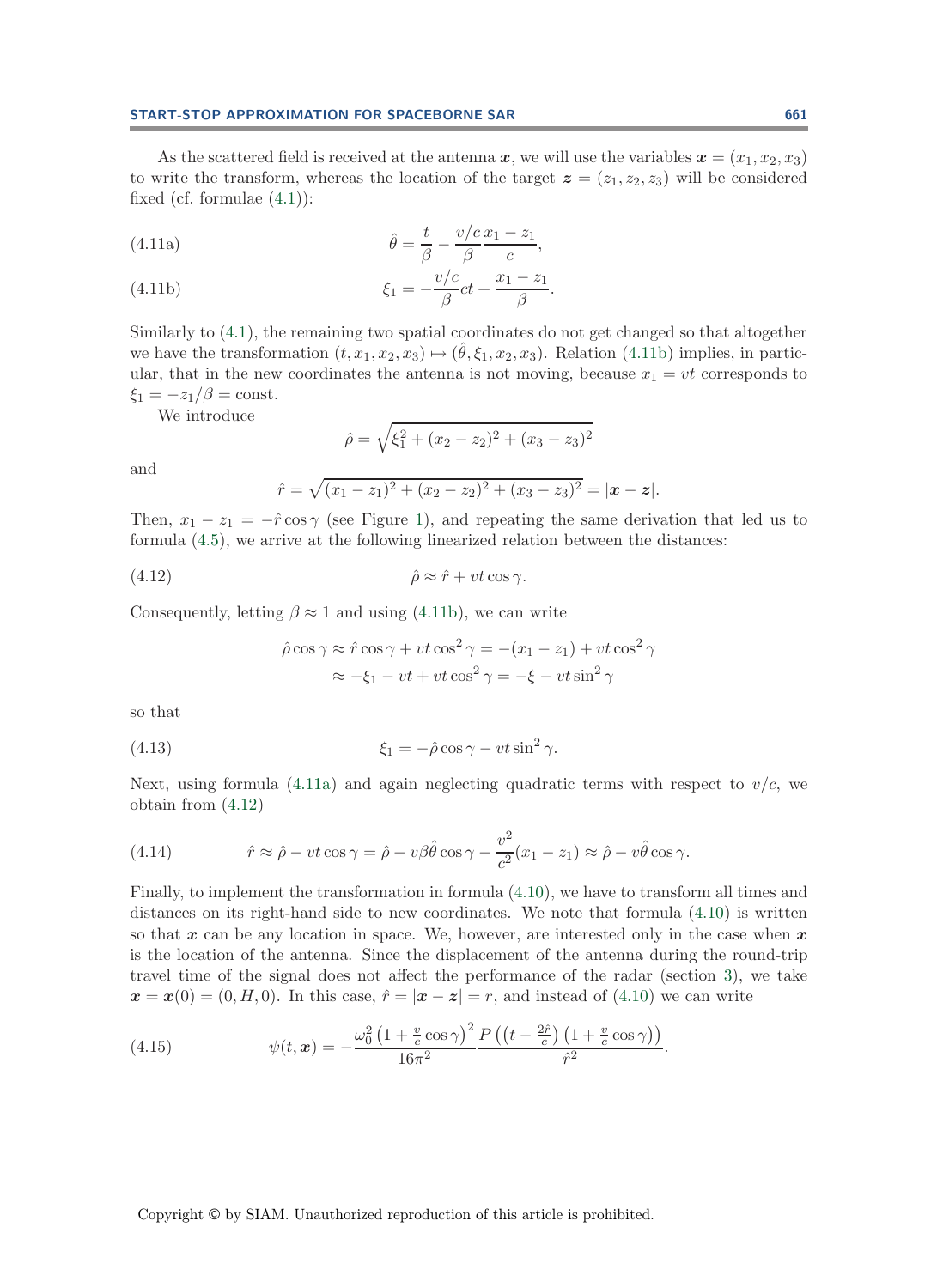As the scattered field is received at the antenna $\boldsymbol{x}$, we will use the variables $\boldsymbol{x} = (x_1, x_2, x_3)$ to write the transform, whereas the location of the target $\boldsymbol{z} = (z_1, z_2, z_3)$ will be considered fixed (cf. formulae (4.1)):

$$\hat{\theta} = \frac{t}{\beta} - \frac{v/c}{\beta}\frac{x_1 - z_1}{c}, \tag{4.11a}$$

$$\xi_1 = -\frac{v/c}{\beta}ct + \frac{x_1 - z_1}{\beta}. \tag{4.11b}$$

Similarly to (4.1), the remaining two spatial coordinates do not get changed so that altogether we have the transformation $(t, x_1, x_2, x_3) \mapsto (\hat{\theta}, \xi_1, x_2, x_3)$. Relation (4.11b) implies, in particular, that in the new coordinates the antenna is not moving, because $x_1 = vt$ corresponds to $\xi_1 = -z_1/\beta = \text{const}$.

We introduce

$$\hat{\rho} = \sqrt{\xi_1^2 + (x_2 - z_2)^2 + (x_3 - z_3)^2}$$

and

$$\hat{r} = \sqrt{(x_1 - z_1)^2 + (x_2 - z_2)^2 + (x_3 - z_3)^2} = |\boldsymbol{x} - \boldsymbol{z}|.$$

Then, $x_1 - z_1 = -\hat{r}\cos\gamma$ (see Figure 1), and repeating the same derivation that led us to formula (4.5), we arrive at the following linearized relation between the distances:

$$\hat{\rho} \approx \hat{r} + vt\cos\gamma. \tag{4.12}$$

Consequently, letting $\beta \approx 1$ and using (4.11b), we can write

$$\begin{aligned}\hat{\rho}\cos\gamma &\approx \hat{r}\cos\gamma + vt\cos^2\gamma = -(x_1 - z_1) + vt\cos^2\gamma \\ &\approx -\xi_1 - vt + vt\cos^2\gamma = -\xi - vt\sin^2\gamma\end{aligned}$$

so that

$$\xi_1 = -\hat{\rho}\cos\gamma - vt\sin^2\gamma. \tag{4.13}$$

Next, using formula (4.11a) and again neglecting quadratic terms with respect to $v/c$, we obtain from (4.12)

$$\hat{r} \approx \hat{\rho} - vt\cos\gamma = \hat{\rho} - v\beta\hat{\theta}\cos\gamma - \frac{v^2}{c^2}(x_1 - z_1) \approx \hat{\rho} - v\hat{\theta}\cos\gamma. \tag{4.14}$$

Finally, to implement the transformation in formula (4.10), we have to transform all times and distances on its right-hand side to new coordinates. We note that formula (4.10) is written so that $\boldsymbol{x}$ can be any location in space. We, however, are interested only in the case when $\boldsymbol{x}$ is the location of the antenna. Since the displacement of the antenna during the round-trip travel time of the signal does not affect the performance of the radar (section 3), we take $\boldsymbol{x} = \boldsymbol{x}(0) = (0, H, 0)$. In this case, $\hat{r} = |\boldsymbol{x} - \boldsymbol{z}| = r$, and instead of (4.10) we can write

$$\psi(t, \boldsymbol{x}) = -\frac{\omega_0^2\left(1 + \frac{v}{c}\cos\gamma\right)^2}{16\pi^2}\frac{P\left(\left(t - \frac{2\hat{r}}{c}\right)\left(1 + \frac{v}{c}\cos\gamma\right)\right)}{\hat{r}^2}. \tag{4.15}$$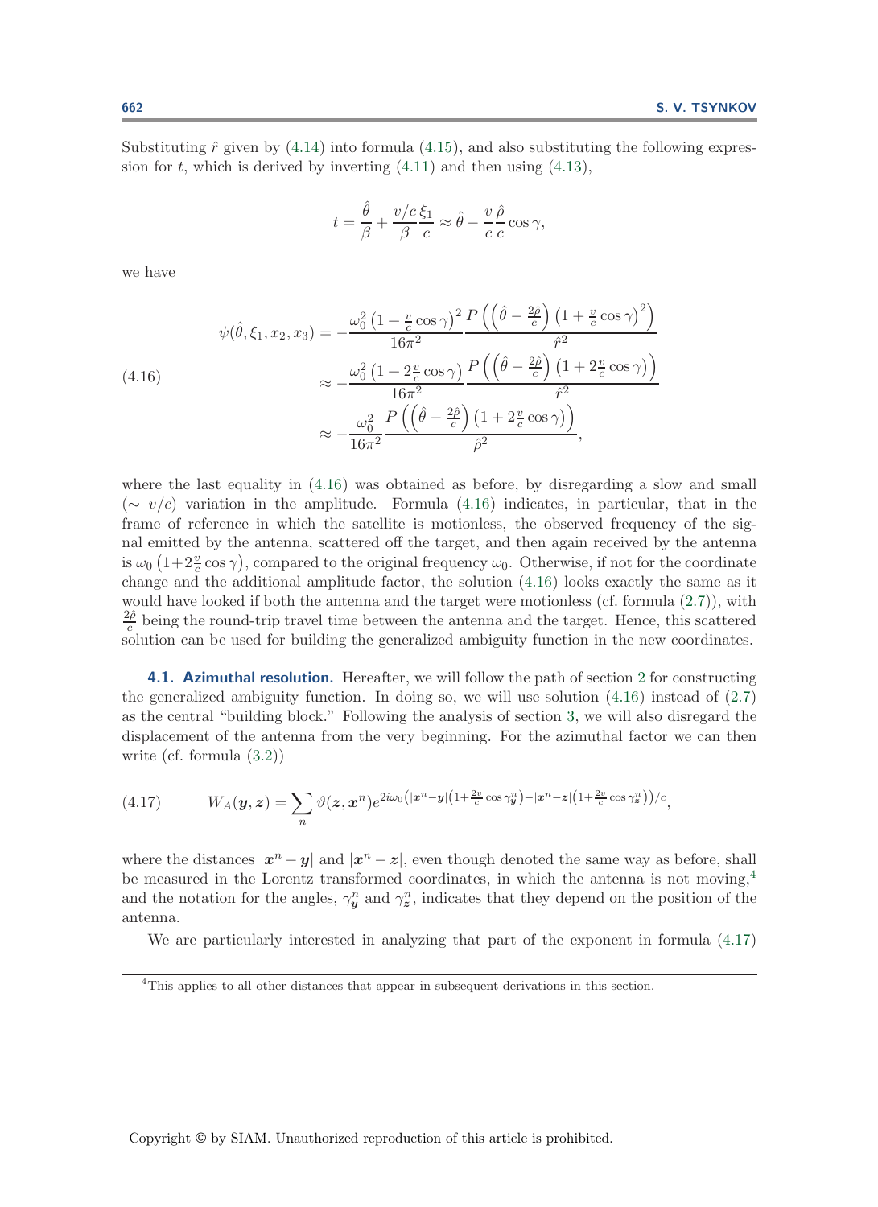Substituting $\hat{r}$ given by (4.14) into formula (4.15), and also substituting the following expression for $t$, which is derived by inverting (4.11) and then using (4.13),

$$t = \frac{\hat{\theta}}{\beta} + \frac{v/c}{\beta}\frac{\xi_1}{c} \approx \hat{\theta} - \frac{v}{c}\frac{\hat{\rho}}{c}\cos\gamma,$$

we have

$$\begin{aligned}
\psi(\hat{\theta}, \xi_1, x_2, x_3) &= -\frac{\omega_0^2\left(1+\frac{v}{c}\cos\gamma\right)^2}{16\pi^2}\frac{P\left(\left(\hat{\theta}-\frac{2\hat{\rho}}{c}\right)\left(1+\frac{v}{c}\cos\gamma\right)^2\right)}{\hat{r}^2} \\
&\approx -\frac{\omega_0^2\left(1+2\frac{v}{c}\cos\gamma\right)}{16\pi^2}\frac{P\left(\left(\hat{\theta}-\frac{2\hat{\rho}}{c}\right)\left(1+2\frac{v}{c}\cos\gamma\right)\right)}{\hat{r}^2} \\
&\approx -\frac{\omega_0^2}{16\pi^2}\frac{P\left(\left(\hat{\theta}-\frac{2\hat{\rho}}{c}\right)\left(1+2\frac{v}{c}\cos\gamma\right)\right)}{\hat{\rho}^2},
\end{aligned} \tag{4.16}$$

where the last equality in (4.16) was obtained as before, by disregarding a slow and small ($\sim v/c$) variation in the amplitude. Formula (4.16) indicates, in particular, that in the frame of reference in which the satellite is motionless, the observed frequency of the signal emitted by the antenna, scattered off the target, and then again received by the antenna is $\omega_0\left(1+2\frac{v}{c}\cos\gamma\right)$, compared to the original frequency $\omega_0$. Otherwise, if not for the coordinate change and the additional amplitude factor, the solution (4.16) looks exactly the same as it would have looked if both the antenna and the target were motionless (cf. formula (2.7)), with $\frac{2\hat{\rho}}{c}$ being the round-trip travel time between the antenna and the target. Hence, this scattered solution can be used for building the generalized ambiguity function in the new coordinates.

### 4.1. Azimuthal resolution.

Hereafter, we will follow the path of section 2 for constructing the generalized ambiguity function. In doing so, we will use solution (4.16) instead of (2.7) as the central "building block." Following the analysis of section 3, we will also disregard the displacement of the antenna from the very beginning. For the azimuthal factor we can then write (cf. formula (3.2))

$$W_A(\boldsymbol{y}, \boldsymbol{z}) = \sum_n \vartheta(\boldsymbol{z}, \boldsymbol{x}^n) e^{2i\omega_0\left(|\boldsymbol{x}^n-\boldsymbol{y}|\left(1+\frac{2v}{c}\cos\gamma_{\boldsymbol{y}}^n\right)-|\boldsymbol{x}^n-\boldsymbol{z}|\left(1+\frac{2v}{c}\cos\gamma_{\boldsymbol{z}}^n\right)\right)/c}, \tag{4.17}$$

where the distances $|\boldsymbol{x}^n-\boldsymbol{y}|$ and $|\boldsymbol{x}^n-\boldsymbol{z}|$, even though denoted the same way as before, shall be measured in the Lorentz transformed coordinates, in which the antenna is not moving,[4] and the notation for the angles, $\gamma_{\boldsymbol{y}}^n$ and $\gamma_{\boldsymbol{z}}^n$, indicates that they depend on the position of the antenna.

We are particularly interested in analyzing that part of the exponent in formula (4.17)

[4] This applies to all other distances that appear in subsequent derivations in this section.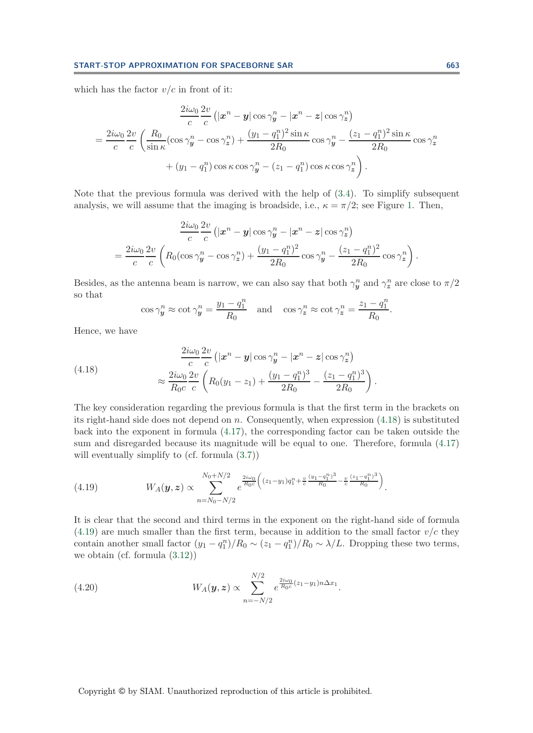which has the factor $v/c$ in front of it:

$$
\begin{aligned}
&\frac{2i\omega_0}{c}\frac{2v}{c}\left(|\boldsymbol{x}^n-\boldsymbol{y}|\cos\gamma_{\boldsymbol{y}}^n-|\boldsymbol{x}^n-\boldsymbol{z}|\cos\gamma_{\boldsymbol{z}}^n\right)\\
&=\frac{2i\omega_0}{c}\frac{2v}{c}\left(\frac{R_0}{\sin\kappa}(\cos\gamma_{\boldsymbol{y}}^n-\cos\gamma_{\boldsymbol{z}}^n)+\frac{(y_1-q_1^n)^2\sin\kappa}{2R_0}\cos\gamma_{\boldsymbol{y}}^n-\frac{(z_1-q_1^n)^2\sin\kappa}{2R_0}\cos\gamma_{\boldsymbol{z}}^n\right.\\
&\qquad\left.+(y_1-q_1^n)\cos\kappa\cos\gamma_{\boldsymbol{y}}^n-(z_1-q_1^n)\cos\kappa\cos\gamma_{\boldsymbol{z}}^n\right).
\end{aligned}
$$

Note that the previous formula was derived with the help of (3.4). To simplify subsequent analysis, we will assume that the imaging is broadside, i.e., $\kappa=\pi/2$; see Figure 1. Then,

$$
\begin{aligned}
&\frac{2i\omega_0}{c}\frac{2v}{c}\left(|\boldsymbol{x}^n-\boldsymbol{y}|\cos\gamma_{\boldsymbol{y}}^n-|\boldsymbol{x}^n-\boldsymbol{z}|\cos\gamma_{\boldsymbol{z}}^n\right)\\
&=\frac{2i\omega_0}{c}\frac{2v}{c}\left(R_0(\cos\gamma_{\boldsymbol{y}}^n-\cos\gamma_{\boldsymbol{z}}^n)+\frac{(y_1-q_1^n)^2}{2R_0}\cos\gamma_{\boldsymbol{y}}^n-\frac{(z_1-q_1^n)^2}{2R_0}\cos\gamma_{\boldsymbol{z}}^n\right).
\end{aligned}
$$

Besides, as the antenna beam is narrow, we can also say that both $\gamma_{\boldsymbol{y}}^n$ and $\gamma_{\boldsymbol{z}}^n$ are close to $\pi/2$ so that

$$
\cos\gamma_{\boldsymbol{y}}^n\approx\cot\gamma_{\boldsymbol{y}}^n=\frac{y_1-q_1^n}{R_0}\quad\text{and}\quad\cos\gamma_{\boldsymbol{z}}^n\approx\cot\gamma_{\boldsymbol{z}}^n=\frac{z_1-q_1^n}{R_0}.
$$

Hence, we have

$$
\begin{aligned}
&\frac{2i\omega_0}{c}\frac{2v}{c}\left(|\boldsymbol{x}^n-\boldsymbol{y}|\cos\gamma_{\boldsymbol{y}}^n-|\boldsymbol{x}^n-\boldsymbol{z}|\cos\gamma_{\boldsymbol{z}}^n\right)\\
&\approx\frac{2i\omega_0}{R_0c}\frac{2v}{c}\left(R_0(y_1-z_1)+\frac{(y_1-q_1^n)^3}{2R_0}-\frac{(z_1-q_1^n)^3}{2R_0}\right).
\end{aligned}
\tag{4.18}
$$

The key consideration regarding the previous formula is that the first term in the brackets on its right-hand side does not depend on $n$. Consequently, when expression (4.18) is substituted back into the exponent in formula (4.17), the corresponding factor can be taken outside the sum and disregarded because its magnitude will be equal to one. Therefore, formula (4.17) will eventually simplify to (cf. formula (3.7))

$$
W_A(\boldsymbol{y},\boldsymbol{z})\propto\sum_{n=N_0-N/2}^{N_0+N/2}e^{\frac{2i\omega_0}{R_0c}\left((z_1-y_1)q_1^n+\frac{v}{c}\frac{(y_1-q_1^n)^3}{R_0}-\frac{v}{c}\frac{(z_1-q_1^n)^3}{R_0}\right)}.
\tag{4.19}
$$

It is clear that the second and third terms in the exponent on the right-hand side of formula (4.19) are much smaller than the first term, because in addition to the small factor $v/c$ they contain another small factor $(y_1-q_1^n)/R_0\sim(z_1-q_1^n)/R_0\sim\lambda/L$. Dropping these two terms, we obtain (cf. formula (3.12))

$$
W_A(\boldsymbol{y},\boldsymbol{z})\propto\sum_{n=-N/2}^{N/2}e^{\frac{2i\omega_0}{R_0c}(z_1-y_1)n\Delta x_1}.
\tag{4.20}
$$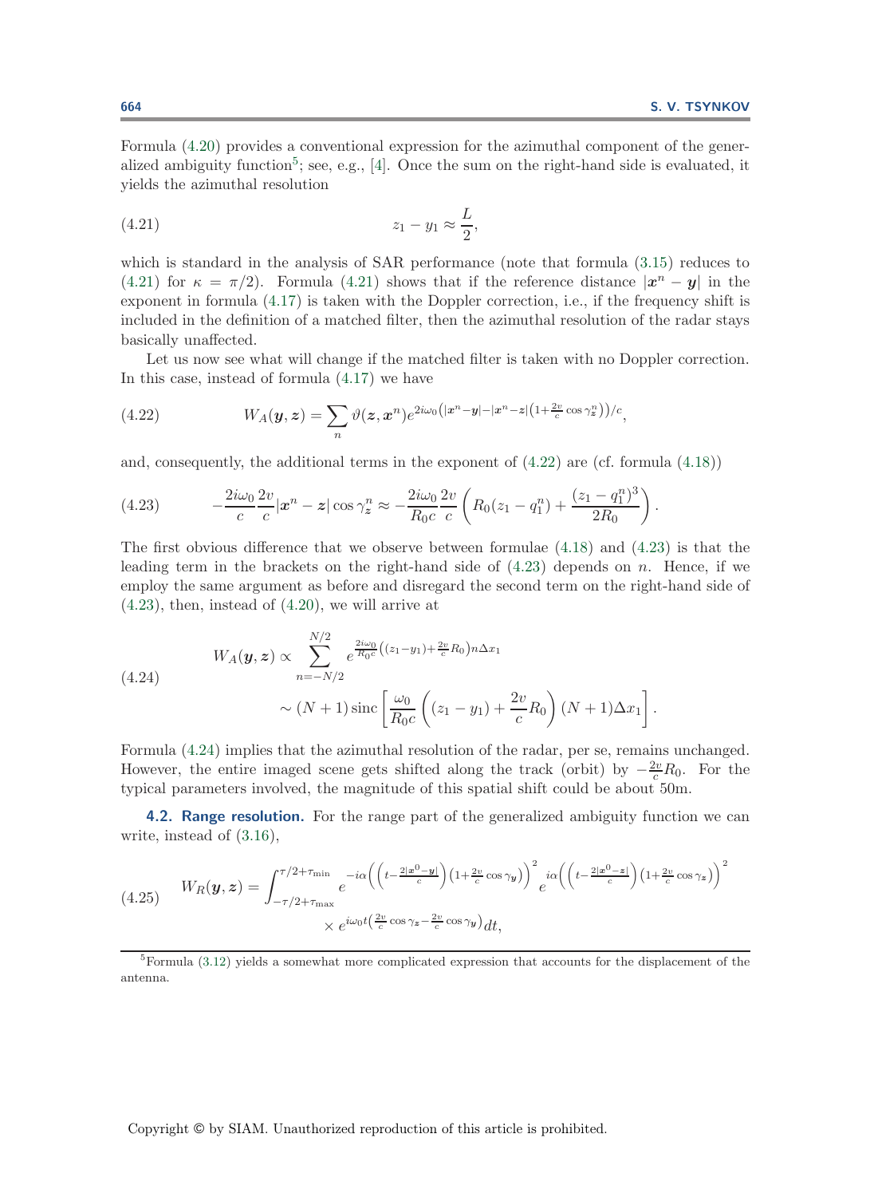Formula (4.20) provides a conventional expression for the azimuthal component of the generalized ambiguity function[5]; see, e.g., [4]. Once the sum on the right-hand side is evaluated, it yields the azimuthal resolution

$$z_1 - y_1 \approx \frac{L}{2}, \tag{4.21}$$

which is standard in the analysis of SAR performance (note that formula (3.15) reduces to (4.21) for $\kappa = \pi/2$). Formula (4.21) shows that if the reference distance $|\boldsymbol{x}^n - \boldsymbol{y}|$ in the exponent in formula (4.17) is taken with the Doppler correction, i.e., if the frequency shift is included in the definition of a matched filter, then the azimuthal resolution of the radar stays basically unaffected.

Let us now see what will change if the matched filter is taken with no Doppler correction. In this case, instead of formula (4.17) we have

$$W_A(\boldsymbol{y}, \boldsymbol{z}) = \sum_n \vartheta(\boldsymbol{z}, \boldsymbol{x}^n) e^{2i\omega_0\left(|\boldsymbol{x}^n - \boldsymbol{y}| - |\boldsymbol{x}^n - \boldsymbol{z}|\left(1 + \frac{2v}{c}\cos\gamma_{\boldsymbol{z}}^n\right)\right)/c}, \tag{4.22}$$

and, consequently, the additional terms in the exponent of (4.22) are (cf. formula (4.18))

$$-\frac{2i\omega_0}{c}\frac{2v}{c}|\boldsymbol{x}^n - \boldsymbol{z}|\cos\gamma_{\boldsymbol{z}}^n \approx -\frac{2i\omega_0}{R_0 c}\frac{2v}{c}\left(R_0(z_1 - q_1^n) + \frac{(z_1 - q_1^n)^3}{2R_0}\right). \tag{4.23}$$

The first obvious difference that we observe between formulae (4.18) and (4.23) is that the leading term in the brackets on the right-hand side of (4.23) depends on $n$. Hence, if we employ the same argument as before and disregard the second term on the right-hand side of (4.23), then, instead of (4.20), we will arrive at

$$\begin{aligned} W_A(\boldsymbol{y}, \boldsymbol{z}) &\propto \sum_{n=-N/2}^{N/2} e^{\frac{2i\omega_0}{R_0 c}\left((z_1 - y_1) + \frac{2v}{c}R_0\right)n\Delta x_1} \\ &\sim (N+1)\,\mathrm{sinc}\left[\frac{\omega_0}{R_0 c}\left((z_1 - y_1) + \frac{2v}{c}R_0\right)(N+1)\Delta x_1\right]. \end{aligned} \tag{4.24}$$

Formula (4.24) implies that the azimuthal resolution of the radar, per se, remains unchanged. However, the entire imaged scene gets shifted along the track (orbit) by $-\frac{2v}{c}R_0$. For the typical parameters involved, the magnitude of this spatial shift could be about 50m.

**4.2. Range resolution.** For the range part of the generalized ambiguity function we can write, instead of (3.16),

$$\begin{aligned} W_R(\boldsymbol{y}, \boldsymbol{z}) = \int_{-\tau/2+\tau_{\min}}^{\tau/2+\tau_{\max}} & e^{-i\alpha\left(\left(t - \frac{2|\boldsymbol{x}^0 - \boldsymbol{y}|}{c}\right)\left(1 + \frac{2v}{c}\cos\gamma_{\boldsymbol{y}}\right)\right)^2} e^{i\alpha\left(\left(t - \frac{2|\boldsymbol{x}^0 - \boldsymbol{z}|}{c}\right)\left(1 + \frac{2v}{c}\cos\gamma_{\boldsymbol{z}}\right)\right)^2} \\ & \times e^{i\omega_0 t\left(\frac{2v}{c}\cos\gamma_{\boldsymbol{z}} - \frac{2v}{c}\cos\gamma_{\boldsymbol{y}}\right)} dt, \end{aligned} \tag{4.25}$$

[5] Formula (3.12) yields a somewhat more complicated expression that accounts for the displacement of the antenna.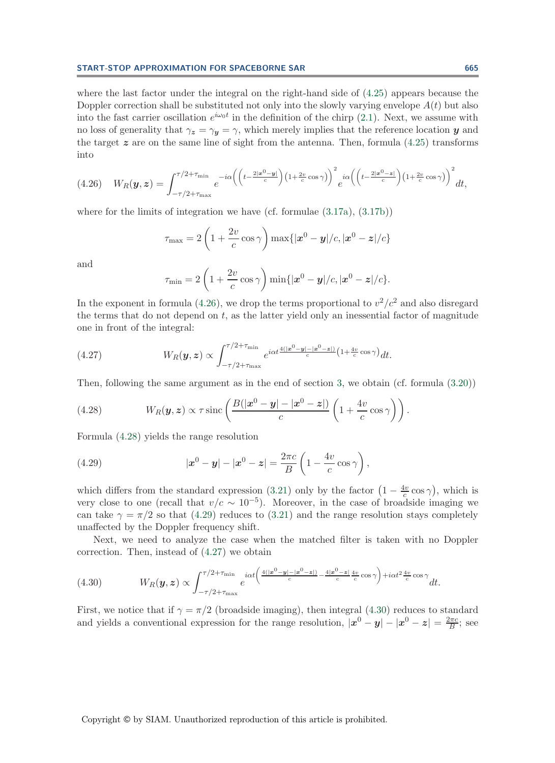where the last factor under the integral on the right-hand side of (4.25) appears because the Doppler correction shall be substituted not only into the slowly varying envelope $A(t)$ but also into the fast carrier oscillation $e^{i\omega_0 t}$ in the definition of the chirp (2.1). Next, we assume with no loss of generality that $\gamma_{\boldsymbol{z}} = \gamma_{\boldsymbol{y}} = \gamma$, which merely implies that the reference location $\boldsymbol{y}$ and the target $\boldsymbol{z}$ are on the same line of sight from the antenna. Then, formula (4.25) transforms into

$$
(4.26) \quad W_R(\boldsymbol{y}, \boldsymbol{z}) = \int_{-\tau/2+\tau_{\min}}^{\tau/2+\tau_{\min}} e^{-i\alpha\left(\left(t - \frac{2|\boldsymbol{x}^0 - \boldsymbol{y}|}{c}\right)\left(1+\frac{2v}{c}\cos\gamma\right)\right)^2} e^{i\alpha\left(\left(t-\frac{2|\boldsymbol{x}^0-\boldsymbol{z}|}{c}\right)\left(1+\frac{2v}{c}\cos\gamma\right)\right)^2} dt,
$$

where for the limits of integration we have (cf. formulae (3.17a), (3.17b))

$$
\tau_{\max} = 2\left(1 + \frac{2v}{c}\cos\gamma\right)\max\{|\boldsymbol{x}^0 - \boldsymbol{y}|/c, |\boldsymbol{x}^0 - \boldsymbol{z}|/c\}
$$

and

$$
\tau_{\min} = 2\left(1 + \frac{2v}{c}\cos\gamma\right)\min\{|\boldsymbol{x}^0 - \boldsymbol{y}|/c, |\boldsymbol{x}^0 - \boldsymbol{z}|/c\}.
$$

In the exponent in formula (4.26), we drop the terms proportional to $v^2/c^2$ and also disregard the terms that do not depend on $t$, as the latter yield only an inessential factor of magnitude one in front of the integral:

$$
(4.27) \qquad W_R(\boldsymbol{y}, \boldsymbol{z}) \propto \int_{-\tau/2+\tau_{\max}}^{\tau/2+\tau_{\min}} e^{i\alpha t \frac{4(|\boldsymbol{x}^0-\boldsymbol{y}|-|\boldsymbol{x}^0-\boldsymbol{z}|)}{c}\left(1+\frac{4v}{c}\cos\gamma\right)} dt.
$$

Then, following the same argument as in the end of section 3, we obtain (cf. formula (3.20))

$$
(4.28) \qquad W_R(\boldsymbol{y}, \boldsymbol{z}) \propto \tau \,\text{sinc}\left(\frac{B(|\boldsymbol{x}^0 - \boldsymbol{y}| - |\boldsymbol{x}^0 - \boldsymbol{z}|)}{c}\left(1 + \frac{4v}{c}\cos\gamma\right)\right).
$$

Formula (4.28) yields the range resolution

$$
(4.29) \qquad |\boldsymbol{x}^0 - \boldsymbol{y}| - |\boldsymbol{x}^0 - \boldsymbol{z}| = \frac{2\pi c}{B}\left(1 - \frac{4v}{c}\cos\gamma\right),
$$

which differs from the standard expression (3.21) only by the factor $\left(1 - \frac{4v}{c}\cos\gamma\right)$, which is very close to one (recall that $v/c \sim 10^{-5}$). Moreover, in the case of broadside imaging we can take $\gamma = \pi/2$ so that (4.29) reduces to (3.21) and the range resolution stays completely unaffected by the Doppler frequency shift.

Next, we need to analyze the case when the matched filter is taken with no Doppler correction. Then, instead of (4.27) we obtain

$$
(4.30) \qquad W_R(\boldsymbol{y}, \boldsymbol{z}) \propto \int_{-\tau/2+\tau_{\max}}^{\tau/2+\tau_{\min}} e^{i\alpha t\left(\frac{4(|\boldsymbol{x}^0-\boldsymbol{y}|-|\boldsymbol{x}^0-\boldsymbol{z}|)}{c} - \frac{4|\boldsymbol{x}^0-\boldsymbol{z}|}{c}\frac{4v}{c}\cos\gamma\right) + i\alpha t^2 \frac{4v}{c}\cos\gamma} dt.
$$

First, we notice that if $\gamma = \pi/2$ (broadside imaging), then integral (4.30) reduces to standard and yields a conventional expression for the range resolution, $|\boldsymbol{x}^0 - \boldsymbol{y}| - |\boldsymbol{x}^0 - \boldsymbol{z}| = \frac{2\pi c}{B}$; see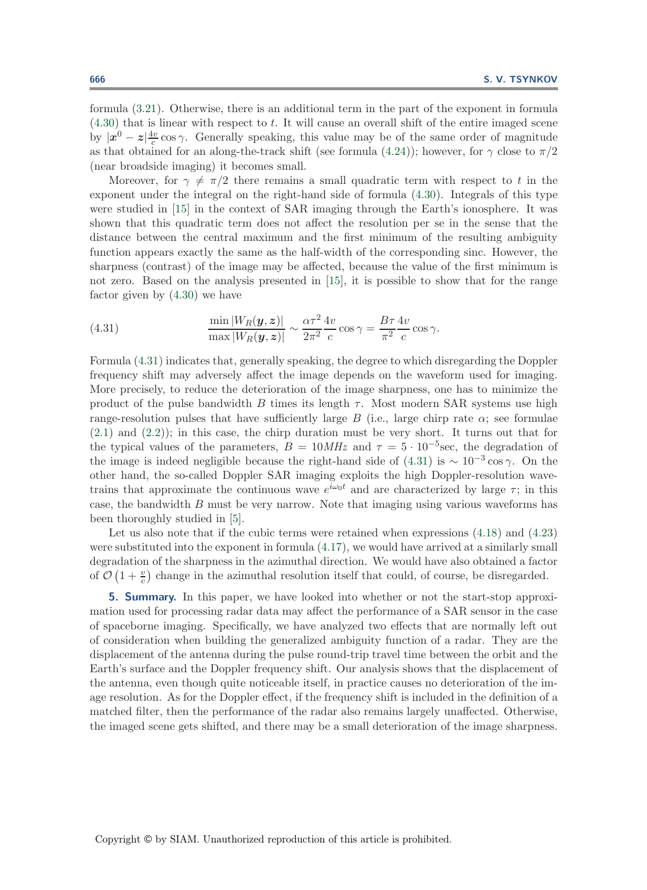formula (3.21). Otherwise, there is an additional term in the part of the exponent in formula (4.30) that is linear with respect to $t$. It will cause an overall shift of the entire imaged scene by $|\boldsymbol{x}^0 - \boldsymbol{z}|\frac{4v}{c}\cos\gamma$. Generally speaking, this value may be of the same order of magnitude as that obtained for an along-the-track shift (see formula (4.24)); however, for $\gamma$ close to $\pi/2$ (near broadside imaging) it becomes small.

Moreover, for $\gamma \neq \pi/2$ there remains a small quadratic term with respect to $t$ in the exponent under the integral on the right-hand side of formula (4.30). Integrals of this type were studied in [15] in the context of SAR imaging through the Earth's ionosphere. It was shown that this quadratic term does not affect the resolution per se in the sense that the distance between the central maximum and the first minimum of the resulting ambiguity function appears exactly the same as the half-width of the corresponding sinc. However, the sharpness (contrast) of the image may be affected, because the value of the first minimum is not zero. Based on the analysis presented in [15], it is possible to show that for the range factor given by (4.30) we have

$$\frac{\min|W_R(\boldsymbol{y},\boldsymbol{z})|}{\max|W_R(\boldsymbol{y},\boldsymbol{z})|} \sim \frac{\alpha\tau^2}{2\pi^2}\frac{4v}{c}\cos\gamma = \frac{B\tau}{\pi^2}\frac{4v}{c}\cos\gamma. \tag{4.31}$$

Formula (4.31) indicates that, generally speaking, the degree to which disregarding the Doppler frequency shift may adversely affect the image depends on the waveform used for imaging. More precisely, to reduce the deterioration of the image sharpness, one has to minimize the product of the pulse bandwidth $B$ times its length $\tau$. Most modern SAR systems use high range-resolution pulses that have sufficiently large $B$ (i.e., large chirp rate $\alpha$; see formulae (2.1) and (2.2)); in this case, the chirp duration must be very short. It turns out that for the typical values of the parameters, $B = 10MHz$ and $\tau = 5\cdot 10^{-5}$sec, the degradation of the image is indeed negligible because the right-hand side of (4.31) is $\sim 10^{-3}\cos\gamma$. On the other hand, the so-called Doppler SAR imaging exploits the high Doppler-resolution wavetrains that approximate the continuous wave $e^{i\omega_0 t}$ and are characterized by large $\tau$; in this case, the bandwidth $B$ must be very narrow. Note that imaging using various waveforms has been thoroughly studied in [5].

Let us also note that if the cubic terms were retained when expressions (4.18) and (4.23) were substituted into the exponent in formula (4.17), we would have arrived at a similarly small degradation of the sharpness in the azimuthal direction. We would have also obtained a factor of $\mathcal{O}\left(1+\frac{v}{c}\right)$ change in the azimuthal resolution itself that could, of course, be disregarded.

**5. Summary.** In this paper, we have looked into whether or not the start-stop approximation used for processing radar data may affect the performance of a SAR sensor in the case of spaceborne imaging. Specifically, we have analyzed two effects that are normally left out of consideration when building the generalized ambiguity function of a radar. They are the displacement of the antenna during the pulse round-trip travel time between the orbit and the Earth's surface and the Doppler frequency shift. Our analysis shows that the displacement of the antenna, even though quite noticeable itself, in practice causes no deterioration of the image resolution. As for the Doppler effect, if the frequency shift is included in the definition of a matched filter, then the performance of the radar also remains largely unaffected. Otherwise, the imaged scene gets shifted, and there may be a small deterioration of the image sharpness.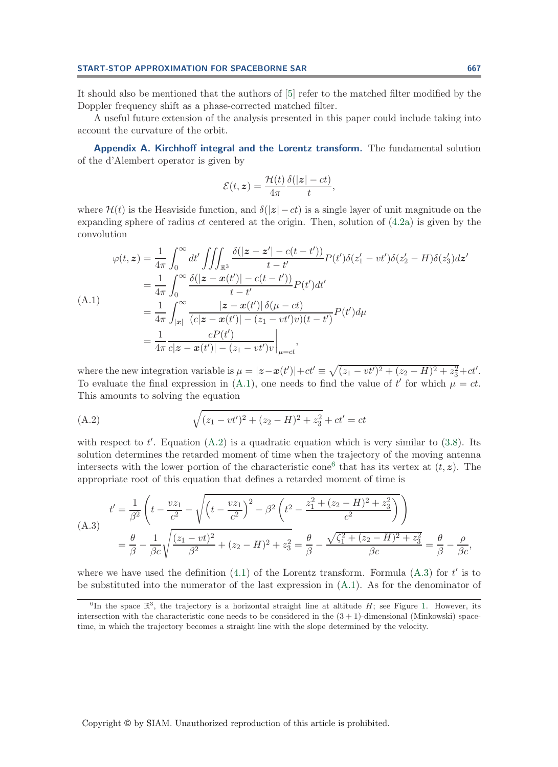It should also be mentioned that the authors of [5] refer to the matched filter modified by the Doppler frequency shift as a phase-corrected matched filter.

A useful future extension of the analysis presented in this paper could include taking into account the curvature of the orbit.

**Appendix A. Kirchhoff integral and the Lorentz transform.** The fundamental solution of the d'Alembert operator is given by

$$\mathcal{E}(t, \boldsymbol{z}) = \frac{\mathcal{H}(t)}{4\pi} \frac{\delta(|\boldsymbol{z}| - ct)}{t},$$

where $\mathcal{H}(t)$ is the Heaviside function, and $\delta(|\boldsymbol{z}| - ct)$ is a single layer of unit magnitude on the expanding sphere of radius $ct$ centered at the origin. Then, solution of (4.2a) is given by the convolution

$$\begin{aligned}
\varphi(t, \boldsymbol{z}) &= \frac{1}{4\pi} \int_0^\infty dt' \iiint_{\mathbb{R}^3} \frac{\delta(|\boldsymbol{z} - \boldsymbol{z}'| - c(t - t'))}{t - t'} P(t') \delta(z_1' - vt') \delta(z_2' - H) \delta(z_3') d\boldsymbol{z}' \\
&= \frac{1}{4\pi} \int_0^\infty \frac{\delta(|\boldsymbol{z} - \boldsymbol{x}(t')| - c(t - t'))}{t - t'} P(t') dt' \\
&= \frac{1}{4\pi} \int_{|\boldsymbol{x}|}^\infty \frac{|\boldsymbol{z} - \boldsymbol{x}(t')| \, \delta(\mu - ct)}{(c|\boldsymbol{z} - \boldsymbol{x}(t')| - (z_1 - vt')v)(t - t')} P(t') d\mu \\
&= \frac{1}{4\pi} \frac{cP(t')}{c|\boldsymbol{z} - \boldsymbol{x}(t')| - (z_1 - vt')v} \bigg|_{\mu = ct},
\end{aligned} \tag{A.1}$$

where the new integration variable is $\mu = |\boldsymbol{z} - \boldsymbol{x}(t')| + ct' \equiv \sqrt{(z_1 - vt')^2 + (z_2 - H)^2 + z_3^2} + ct'$. To evaluate the final expression in (A.1), one needs to find the value of $t'$ for which $\mu = ct$. This amounts to solving the equation

$$\sqrt{(z_1 - vt')^2 + (z_2 - H)^2 + z_3^2} + ct' = ct \tag{A.2}$$

with respect to $t'$. Equation (A.2) is a quadratic equation which is very similar to (3.8). Its solution determines the retarded moment of time when the trajectory of the moving antenna intersects with the lower portion of the characteristic cone[6] that has its vertex at $(t, \boldsymbol{z})$. The appropriate root of this equation that defines a retarded moment of time is

$$\begin{aligned}
t' &= \frac{1}{\beta^2} \left( t - \frac{vz_1}{c^2} - \sqrt{\left( t - \frac{vz_1}{c^2} \right)^2 - \beta^2 \left( t^2 - \frac{z_1^2 + (z_2 - H)^2 + z_3^2}{c^2} \right)} \right) \\
&= \frac{\theta}{\beta} - \frac{1}{\beta c} \sqrt{\frac{(z_1 - vt)^2}{\beta^2} + (z_2 - H)^2 + z_3^2} = \frac{\theta}{\beta} - \frac{\sqrt{\zeta_1^2 + (z_2 - H)^2 + z_3^2}}{\beta c} = \frac{\theta}{\beta} - \frac{\rho}{\beta c},
\end{aligned} \tag{A.3}$$

where we have used the definition (4.1) of the Lorentz transform. Formula (A.3) for $t'$ is to be substituted into the numerator of the last expression in (A.1). As for the denominator of

---

[6] In the space $\mathbb{R}^3$, the trajectory is a horizontal straight line at altitude $H$; see Figure 1. However, its intersection with the characteristic cone needs to be considered in the $(3+1)$-dimensional (Minkowski) space-time, in which the trajectory becomes a straight line with the slope determined by the velocity.

Copyright © by SIAM. Unauthorized reproduction of this article is prohibited.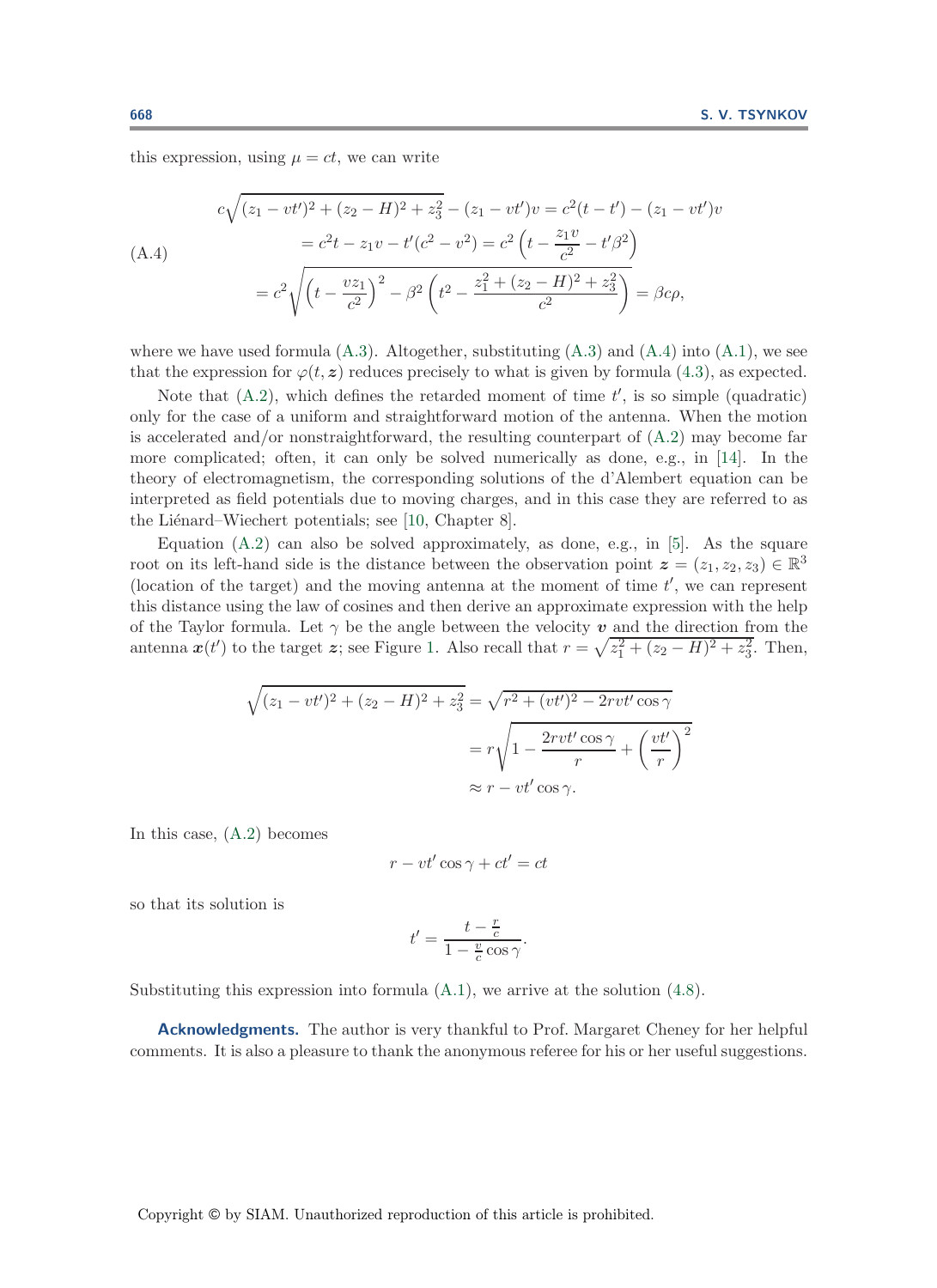this expression, using $\mu = ct$, we can write

$$
\begin{aligned}
c\sqrt{(z_1 - vt')^2 + (z_2 - H)^2 + z_3^2} - (z_1 - vt')v &= c^2(t - t') - (z_1 - vt')v \\
&= c^2 t - z_1 v - t'(c^2 - v^2) = c^2\left(t - \frac{z_1 v}{c^2} - t'\beta^2\right) \\
&= c^2\sqrt{\left(t - \frac{vz_1}{c^2}\right)^2 - \beta^2\left(t^2 - \frac{z_1^2 + (z_2 - H)^2 + z_3^2}{c^2}\right)} = \beta c \rho,
\end{aligned}
\tag{A.4}
$$

where we have used formula (A.3). Altogether, substituting (A.3) and (A.4) into (A.1), we see that the expression for $\varphi(t, \boldsymbol{z})$ reduces precisely to what is given by formula (4.3), as expected.

Note that (A.2), which defines the retarded moment of time $t'$, is so simple (quadratic) only for the case of a uniform and straightforward motion of the antenna. When the motion is accelerated and/or nonstraightforward, the resulting counterpart of (A.2) may become far more complicated; often, it can only be solved numerically as done, e.g., in [14]. In the theory of electromagnetism, the corresponding solutions of the d'Alembert equation can be interpreted as field potentials due to moving charges, and in this case they are referred to as the Liénard–Wiechert potentials; see [10, Chapter 8].

Equation (A.2) can also be solved approximately, as done, e.g., in [5]. As the square root on its left-hand side is the distance between the observation point $\boldsymbol{z} = (z_1, z_2, z_3) \in \mathbb{R}^3$ (location of the target) and the moving antenna at the moment of time $t'$, we can represent this distance using the law of cosines and then derive an approximate expression with the help of the Taylor formula. Let $\gamma$ be the angle between the velocity $\boldsymbol{v}$ and the direction from the antenna $\boldsymbol{x}(t')$ to the target $\boldsymbol{z}$; see Figure 1. Also recall that $r = \sqrt{z_1^2 + (z_2 - H)^2 + z_3^2}$. Then,

$$
\begin{aligned}
\sqrt{(z_1 - vt')^2 + (z_2 - H)^2 + z_3^2} &= \sqrt{r^2 + (vt')^2 - 2rvt'\cos\gamma} \\
&= r\sqrt{1 - \frac{2rvt'\cos\gamma}{r} + \left(\frac{vt'}{r}\right)^2} \\
&\approx r - vt'\cos\gamma.
\end{aligned}
$$

In this case, (A.2) becomes

$$
r - vt'\cos\gamma + ct' = ct
$$

so that its solution is

$$
t' = \frac{t - \frac{r}{c}}{1 - \frac{v}{c}\cos\gamma}.
$$

Substituting this expression into formula (A.1), we arrive at the solution (4.8).

**Acknowledgments.** The author is very thankful to Prof. Margaret Cheney for her helpful comments. It is also a pleasure to thank the anonymous referee for his or her useful suggestions.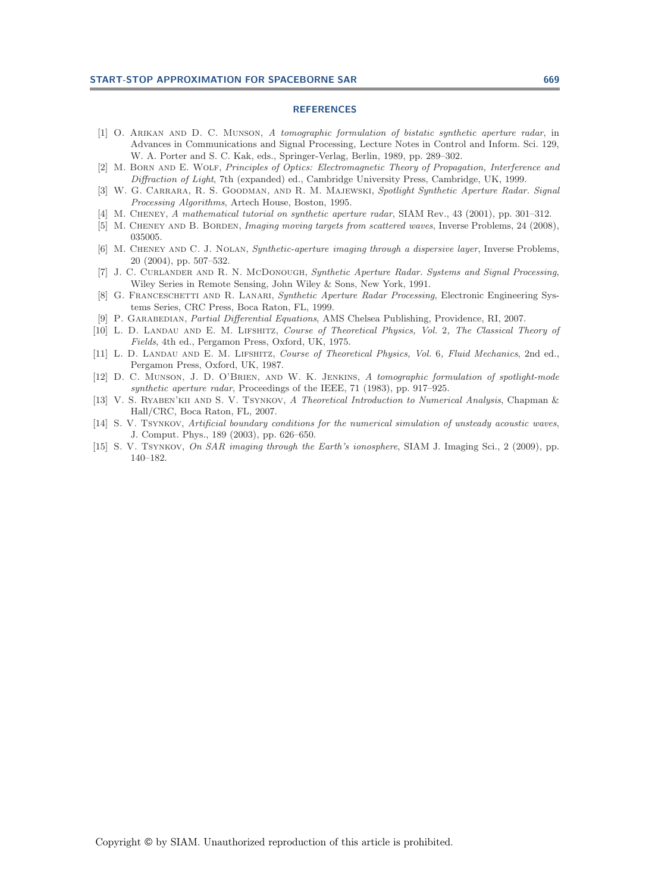## REFERENCES

[1] O. Arikan and D. C. Munson, *A tomographic formulation of bistatic synthetic aperture radar*, in Advances in Communications and Signal Processing, Lecture Notes in Control and Inform. Sci. 129, W. A. Porter and S. C. Kak, eds., Springer-Verlag, Berlin, 1989, pp. 289–302.

[2] M. Born and E. Wolf, *Principles of Optics: Electromagnetic Theory of Propagation, Interference and Diffraction of Light*, 7th (expanded) ed., Cambridge University Press, Cambridge, UK, 1999.

[3] W. G. Carrara, R. S. Goodman, and R. M. Majewski, *Spotlight Synthetic Aperture Radar. Signal Processing Algorithms*, Artech House, Boston, 1995.

[4] M. Cheney, *A mathematical tutorial on synthetic aperture radar*, SIAM Rev., 43 (2001), pp. 301–312.

[5] M. Cheney and B. Borden, *Imaging moving targets from scattered waves*, Inverse Problems, 24 (2008), 035005.

[6] M. Cheney and C. J. Nolan, *Synthetic-aperture imaging through a dispersive layer*, Inverse Problems, 20 (2004), pp. 507–532.

[7] J. C. Curlander and R. N. McDonough, *Synthetic Aperture Radar. Systems and Signal Processing*, Wiley Series in Remote Sensing, John Wiley & Sons, New York, 1991.

[8] G. Franceschetti and R. Lanari, *Synthetic Aperture Radar Processing*, Electronic Engineering Systems Series, CRC Press, Boca Raton, FL, 1999.

[9] P. Garabedian, *Partial Differential Equations*, AMS Chelsea Publishing, Providence, RI, 2007.

[10] L. D. Landau and E. M. Lifshitz, *Course of Theoretical Physics, Vol.* 2, *The Classical Theory of Fields*, 4th ed., Pergamon Press, Oxford, UK, 1975.

[11] L. D. Landau and E. M. Lifshitz, *Course of Theoretical Physics, Vol.* 6, *Fluid Mechanics*, 2nd ed., Pergamon Press, Oxford, UK, 1987.

[12] D. C. Munson, J. D. O'Brien, and W. K. Jenkins, *A tomographic formulation of spotlight-mode synthetic aperture radar*, Proceedings of the IEEE, 71 (1983), pp. 917–925.

[13] V. S. Ryaben'kii and S. V. Tsynkov, *A Theoretical Introduction to Numerical Analysis*, Chapman & Hall/CRC, Boca Raton, FL, 2007.

[14] S. V. Tsynkov, *Artificial boundary conditions for the numerical simulation of unsteady acoustic waves*, J. Comput. Phys., 189 (2003), pp. 626–650.

[15] S. V. Tsynkov, *On SAR imaging through the Earth's ionosphere*, SIAM J. Imaging Sci., 2 (2009), pp. 140–182.

Copyright © by SIAM. Unauthorized reproduction of this article is prohibited.